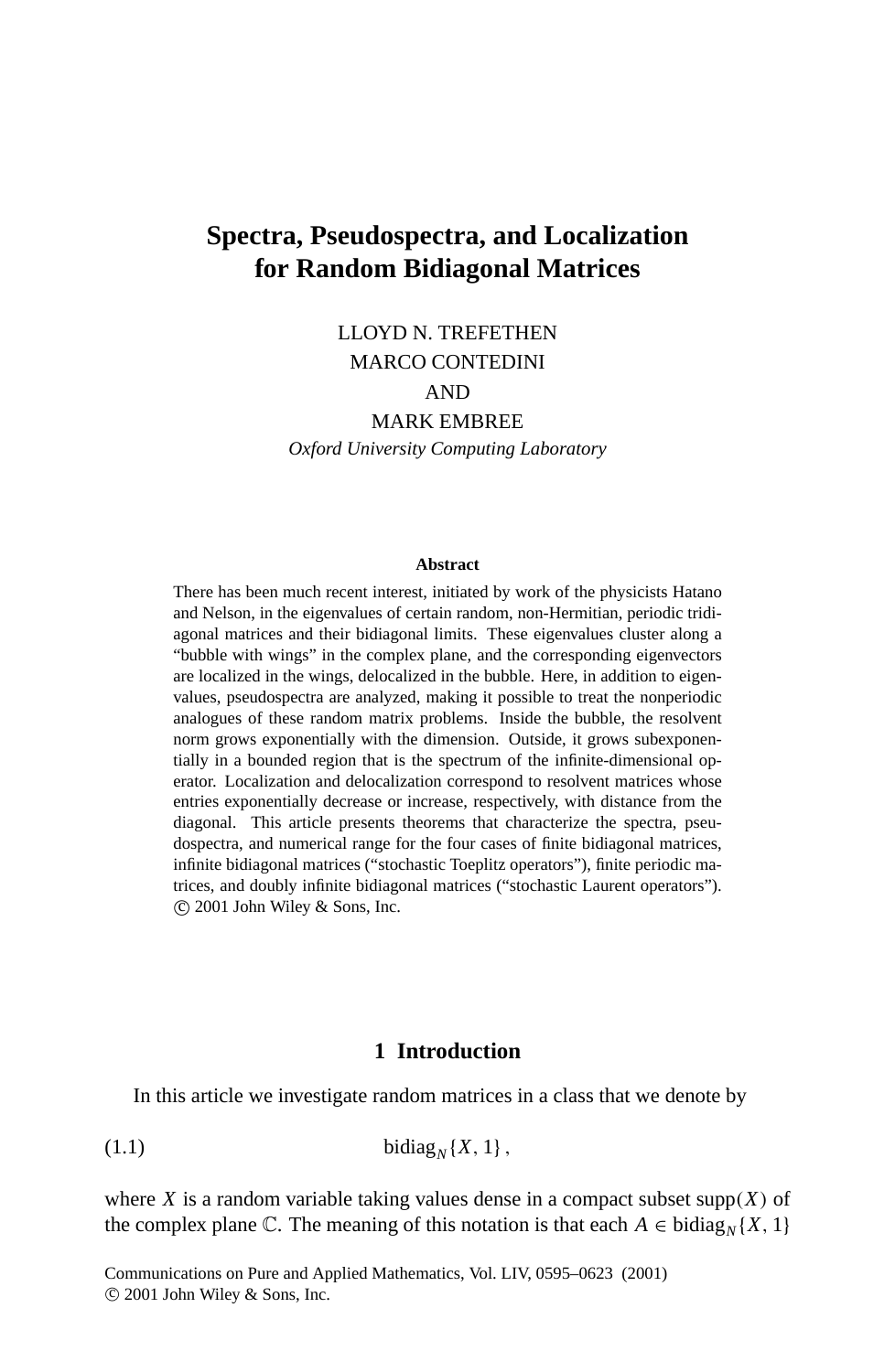# Spectra, Pseudospectra, and Localization for Random Bidiagonal Matrices

LLOYD N. TREFETHEN
MARCO CONTEDINI
AND
MARK EMBREE

*Oxford University Computing Laboratory*

**Abstract**

There has been much recent interest, initiated by work of the physicists Hatano and Nelson, in the eigenvalues of certain random, non-Hermitian, periodic tridiagonal matrices and their bidiagonal limits. These eigenvalues cluster along a "bubble with wings" in the complex plane, and the corresponding eigenvectors are localized in the wings, delocalized in the bubble. Here, in addition to eigenvalues, pseudospectra are analyzed, making it possible to treat the nonperiodic analogues of these random matrix problems. Inside the bubble, the resolvent norm grows exponentially with the dimension. Outside, it grows subexponentially in a bounded region that is the spectrum of the infinite-dimensional operator. Localization and delocalization correspond to resolvent matrices whose entries exponentially decrease or increase, respectively, with distance from the diagonal. This article presents theorems that characterize the spectra, pseudospectra, and numerical range for the four cases of finite bidiagonal matrices, infinite bidiagonal matrices ("stochastic Toeplitz operators"), finite periodic matrices, and doubly infinite bidiagonal matrices ("stochastic Laurent operators"). © 2001 John Wiley & Sons, Inc.

## 1 Introduction

In this article we investigate random matrices in a class that we denote by

$$\text{bidiag}_N\{X, 1\}\,, \tag{1.1}$$

where $X$ is a random variable taking values dense in a compact subset $\text{supp}(X)$ of the complex plane $\mathbb{C}$. The meaning of this notation is that each $A \in \text{bidiag}_N\{X, 1\}$

Communications on Pure and Applied Mathematics, Vol. LIV, 0595–0623 (2001)
© 2001 John Wiley & Sons, Inc.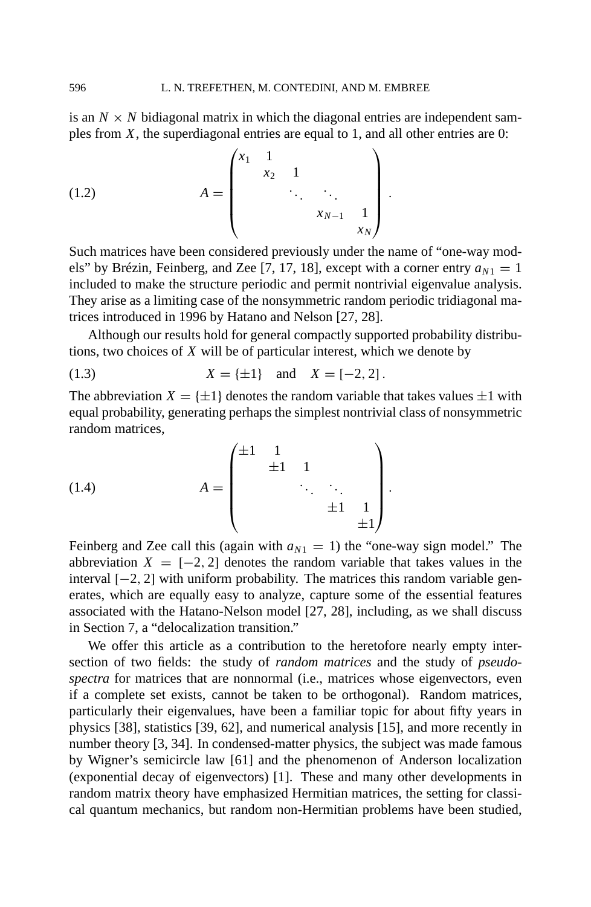is an $N \times N$ bidiagonal matrix in which the diagonal entries are independent samples from $X$, the superdiagonal entries are equal to 1, and all other entries are 0:

$$
A = \begin{pmatrix} x_1 & 1 & & & \\ & x_2 & 1 & & \\ & & \ddots & \ddots & \\ & & & x_{N-1} & 1 \\ & & & & x_N \end{pmatrix}. \tag{1.2}
$$

Such matrices have been considered previously under the name of "one-way models" by Brézin, Feinberg, and Zee [7, 17, 18], except with a corner entry $a_{N1} = 1$ included to make the structure periodic and permit nontrivial eigenvalue analysis. They arise as a limiting case of the nonsymmetric random periodic tridiagonal matrices introduced in 1996 by Hatano and Nelson [27, 28].

Although our results hold for general compactly supported probability distributions, two choices of $X$ will be of particular interest, which we denote by

$$
X = \{\pm 1\} \quad \text{and} \quad X = [-2, 2]\,. \tag{1.3}
$$

The abbreviation $X = \{\pm 1\}$ denotes the random variable that takes values $\pm 1$ with equal probability, generating perhaps the simplest nontrivial class of nonsymmetric random matrices,

$$
A = \begin{pmatrix} \pm 1 & 1 & & & \\ & \pm 1 & 1 & & \\ & & \ddots & \ddots & \\ & & & \pm 1 & 1 \\ & & & & \pm 1 \end{pmatrix}. \tag{1.4}
$$

Feinberg and Zee call this (again with $a_{N1} = 1$) the "one-way sign model." The abbreviation $X = [-2, 2]$ denotes the random variable that takes values in the interval $[-2, 2]$ with uniform probability. The matrices this random variable generates, which are equally easy to analyze, capture some of the essential features associated with the Hatano-Nelson model [27, 28], including, as we shall discuss in Section 7, a "delocalization transition."

We offer this article as a contribution to the heretofore nearly empty intersection of two fields: the study of *random matrices* and the study of *pseudospectra* for matrices that are nonnormal (i.e., matrices whose eigenvectors, even if a complete set exists, cannot be taken to be orthogonal). Random matrices, particularly their eigenvalues, have been a familiar topic for about fifty years in physics [38], statistics [39, 62], and numerical analysis [15], and more recently in number theory [3, 34]. In condensed-matter physics, the subject was made famous by Wigner's semicircle law [61] and the phenomenon of Anderson localization (exponential decay of eigenvectors) [1]. These and many other developments in random matrix theory have emphasized Hermitian matrices, the setting for classical quantum mechanics, but random non-Hermitian problems have been studied,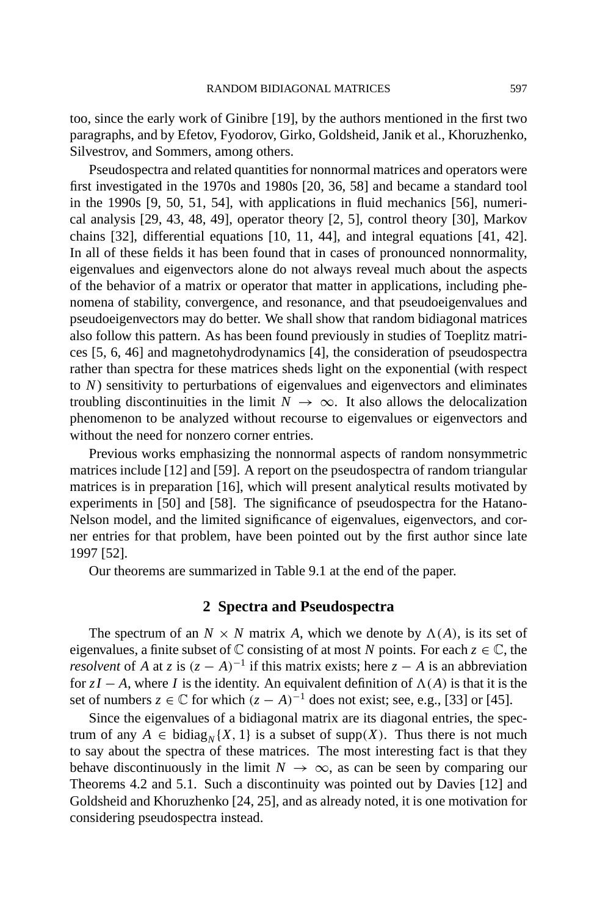too, since the early work of Ginibre [19], by the authors mentioned in the first two paragraphs, and by Efetov, Fyodorov, Girko, Goldsheid, Janik et al., Khoruzhenko, Silvestrov, and Sommers, among others.

Pseudospectra and related quantities for nonnormal matrices and operators were first investigated in the 1970s and 1980s [20, 36, 58] and became a standard tool in the 1990s [9, 50, 51, 54], with applications in fluid mechanics [56], numerical analysis [29, 43, 48, 49], operator theory [2, 5], control theory [30], Markov chains [32], differential equations [10, 11, 44], and integral equations [41, 42]. In all of these fields it has been found that in cases of pronounced nonnormality, eigenvalues and eigenvectors alone do not always reveal much about the aspects of the behavior of a matrix or operator that matter in applications, including phenomena of stability, convergence, and resonance, and that pseudoeigenvalues and pseudoeigenvectors may do better. We shall show that random bidiagonal matrices also follow this pattern. As has been found previously in studies of Toeplitz matrices [5, 6, 46] and magnetohydrodynamics [4], the consideration of pseudospectra rather than spectra for these matrices sheds light on the exponential (with respect to $N$) sensitivity to perturbations of eigenvalues and eigenvectors and eliminates troubling discontinuities in the limit $N \to \infty$. It also allows the delocalization phenomenon to be analyzed without recourse to eigenvalues or eigenvectors and without the need for nonzero corner entries.

Previous works emphasizing the nonnormal aspects of random nonsymmetric matrices include [12] and [59]. A report on the pseudospectra of random triangular matrices is in preparation [16], which will present analytical results motivated by experiments in [50] and [58]. The significance of pseudospectra for the Hatano-Nelson model, and the limited significance of eigenvalues, eigenvectors, and corner entries for that problem, have been pointed out by the first author since late 1997 [52].

Our theorems are summarized in Table 9.1 at the end of the paper.

## 2 Spectra and Pseudospectra

The spectrum of an $N \times N$ matrix $A$, which we denote by $\Lambda(A)$, is its set of eigenvalues, a finite subset of $\mathbb{C}$ consisting of at most $N$ points. For each $z \in \mathbb{C}$, the *resolvent* of $A$ at $z$ is $(z - A)^{-1}$ if this matrix exists; here $z - A$ is an abbreviation for $zI - A$, where $I$ is the identity. An equivalent definition of $\Lambda(A)$ is that it is the set of numbers $z \in \mathbb{C}$ for which $(z - A)^{-1}$ does not exist; see, e.g., [33] or [45].

Since the eigenvalues of a bidiagonal matrix are its diagonal entries, the spectrum of any $A \in \text{bidiag}_N\{X, 1\}$ is a subset of $\text{supp}(X)$. Thus there is not much to say about the spectra of these matrices. The most interesting fact is that they behave discontinuously in the limit $N \to \infty$, as can be seen by comparing our Theorems 4.2 and 5.1. Such a discontinuity was pointed out by Davies [12] and Goldsheid and Khoruzhenko [24, 25], and as already noted, it is one motivation for considering pseudospectra instead.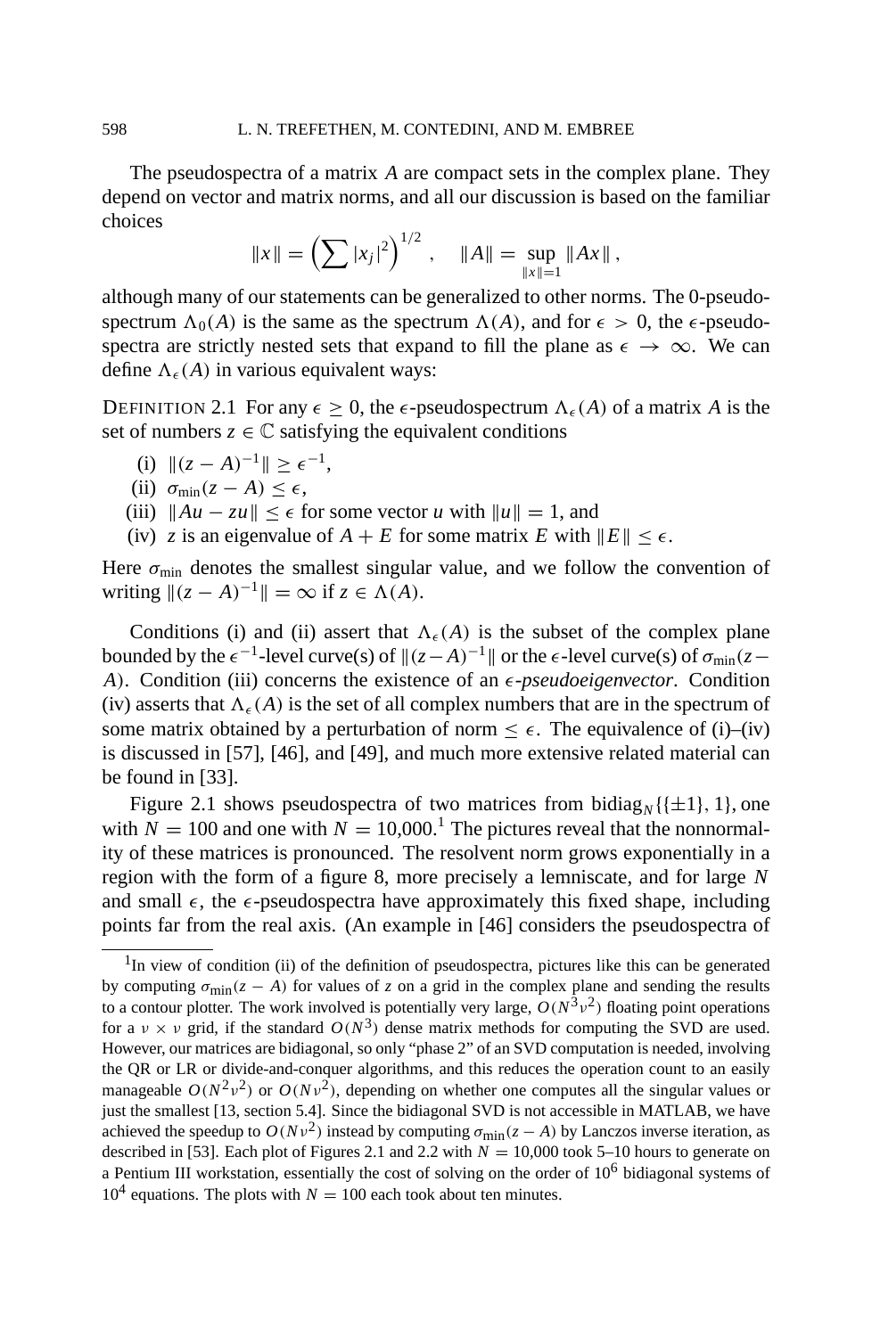The pseudospectra of a matrix $A$ are compact sets in the complex plane. They depend on vector and matrix norms, and all our discussion is based on the familiar choices

$$\|x\| = \left( \sum |x_j|^2 \right)^{1/2}, \quad \|A\| = \sup_{\|x\|=1} \|Ax\|,$$

although many of our statements can be generalized to other norms. The 0-pseudospectrum $\Lambda_0(A)$ is the same as the spectrum $\Lambda(A)$, and for $\epsilon > 0$, the $\epsilon$-pseudospectra are strictly nested sets that expand to fill the plane as $\epsilon \to \infty$. We can define $\Lambda_\epsilon(A)$ in various equivalent ways:

DEFINITION 2.1 For any $\epsilon \geq 0$, the $\epsilon$-pseudospectrum $\Lambda_\epsilon(A)$ of a matrix $A$ is the set of numbers $z \in \mathbb{C}$ satisfying the equivalent conditions

(i) $\|(z - A)^{-1}\| \geq \epsilon^{-1}$,
(ii) $\sigma_{\min}(z - A) \leq \epsilon$,
(iii) $\|Au - zu\| \leq \epsilon$ for some vector $u$ with $\|u\| = 1$, and
(iv) $z$ is an eigenvalue of $A + E$ for some matrix $E$ with $\|E\| \leq \epsilon$.

Here $\sigma_{\min}$ denotes the smallest singular value, and we follow the convention of writing $\|(z - A)^{-1}\| = \infty$ if $z \in \Lambda(A)$.

Conditions (i) and (ii) assert that $\Lambda_\epsilon(A)$ is the subset of the complex plane bounded by the $\epsilon^{-1}$-level curve(s) of $\|(z-A)^{-1}\|$ or the $\epsilon$-level curve(s) of $\sigma_{\min}(z-A)$. Condition (iii) concerns the existence of an *$\epsilon$-pseudoeigenvector*. Condition (iv) asserts that $\Lambda_\epsilon(A)$ is the set of all complex numbers that are in the spectrum of some matrix obtained by a perturbation of norm $\leq \epsilon$. The equivalence of (i)–(iv) is discussed in [57], [46], and [49], and much more extensive related material can be found in [33].

Figure 2.1 shows pseudospectra of two matrices from $\text{bidiag}_N\{\{\pm 1\}, 1\}$, one with $N = 100$ and one with $N = 10{,}000$.[1] The pictures reveal that the nonnormality of these matrices is pronounced. The resolvent norm grows exponentially in a region with the form of a figure 8, more precisely a lemniscate, and for large $N$ and small $\epsilon$, the $\epsilon$-pseudospectra have approximately this fixed shape, including points far from the real axis. (An example in [46] considers the pseudospectra of

---

[1] In view of condition (ii) of the definition of pseudospectra, pictures like this can be generated by computing $\sigma_{\min}(z - A)$ for values of $z$ on a grid in the complex plane and sending the results to a contour plotter. The work involved is potentially very large, $O(N^3\nu^2)$ floating point operations for a $\nu \times \nu$ grid, if the standard $O(N^3)$ dense matrix methods for computing the SVD are used. However, our matrices are bidiagonal, so only "phase 2" of an SVD computation is needed, involving the QR or LR or divide-and-conquer algorithms, and this reduces the operation count to an easily manageable $O(N^2\nu^2)$ or $O(N\nu^2)$, depending on whether one computes all the singular values or just the smallest [13, section 5.4]. Since the bidiagonal SVD is not accessible in MATLAB, we have achieved the speedup to $O(N\nu^2)$ instead by computing $\sigma_{\min}(z - A)$ by Lanczos inverse iteration, as described in [53]. Each plot of Figures 2.1 and 2.2 with $N = 10{,}000$ took 5–10 hours to generate on a Pentium III workstation, essentially the cost of solving on the order of $10^6$ bidiagonal systems of $10^4$ equations. The plots with $N = 100$ each took about ten minutes.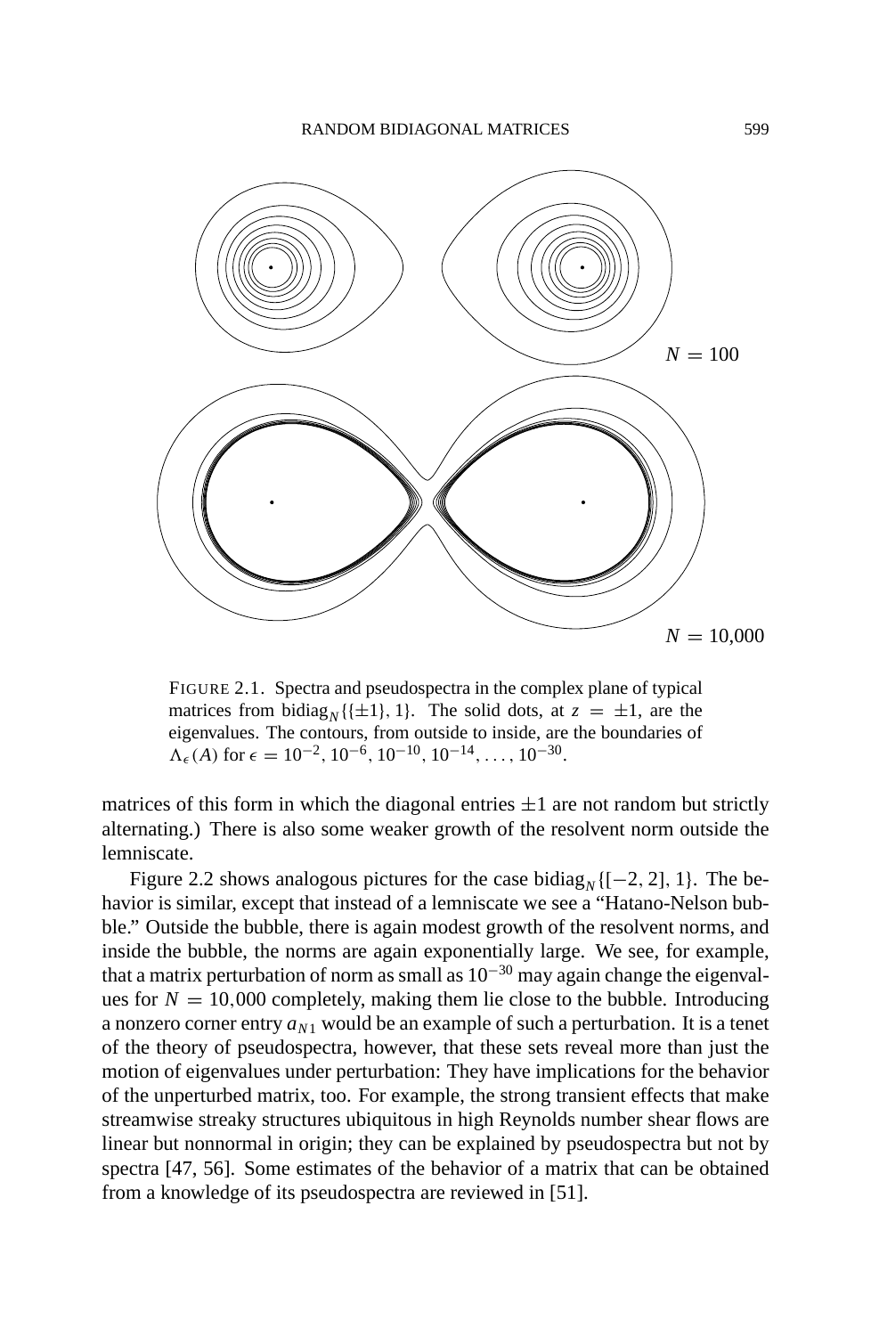$N = 100$

$N = 10{,}000$

FIGURE 2.1. Spectra and pseudospectra in the complex plane of typical matrices from $\text{bidiag}_N\{\{\pm 1\}, 1\}$. The solid dots, at $z = \pm 1$, are the eigenvalues. The contours, from outside to inside, are the boundaries of $\Lambda_\epsilon(A)$ for $\epsilon = 10^{-2}, 10^{-6}, 10^{-10}, 10^{-14}, \ldots, 10^{-30}$.

matrices of this form in which the diagonal entries $\pm 1$ are not random but strictly alternating.) There is also some weaker growth of the resolvent norm outside the lemniscate.

Figure 2.2 shows analogous pictures for the case $\text{bidiag}_N\{[-2, 2], 1\}$. The behavior is similar, except that instead of a lemniscate we see a "Hatano-Nelson bubble." Outside the bubble, there is again modest growth of the resolvent norms, and inside the bubble, the norms are again exponentially large. We see, for example, that a matrix perturbation of norm as small as $10^{-30}$ may again change the eigenvalues for $N = 10{,}000$ completely, making them lie close to the bubble. Introducing a nonzero corner entry $a_{N1}$ would be an example of such a perturbation. It is a tenet of the theory of pseudospectra, however, that these sets reveal more than just the motion of eigenvalues under perturbation: They have implications for the behavior of the unperturbed matrix, too. For example, the strong transient effects that make streamwise streaky structures ubiquitous in high Reynolds number shear flows are linear but nonnormal in origin; they can be explained by pseudospectra but not by spectra [47, 56]. Some estimates of the behavior of a matrix that can be obtained from a knowledge of its pseudospectra are reviewed in [51].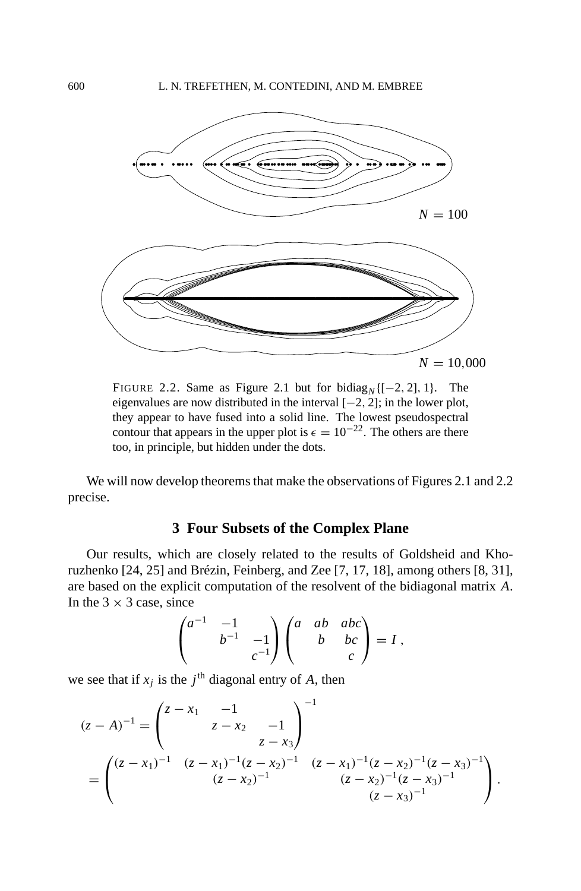$N = 100$

$N = 10{,}000$

FIGURE 2.2. Same as Figure 2.1 but for $\text{bidiag}_N\{[-2, 2], 1\}$. The eigenvalues are now distributed in the interval $[-2, 2]$; in the lower plot, they appear to have fused into a solid line. The lowest pseudospectral contour that appears in the upper plot is $\epsilon = 10^{-22}$. The others are there too, in principle, but hidden under the dots.

We will now develop theorems that make the observations of Figures 2.1 and 2.2 precise.

## 3 Four Subsets of the Complex Plane

Our results, which are closely related to the results of Goldsheid and Khoruzhenko [24, 25] and Brézin, Feinberg, and Zee [7, 17, 18], among others [8, 31], are based on the explicit computation of the resolvent of the bidiagonal matrix $A$. In the $3 \times 3$ case, since

$$\begin{pmatrix} a^{-1} & -1 & \\ & b^{-1} & -1 \\ & & c^{-1} \end{pmatrix} \begin{pmatrix} a & ab & abc \\ & b & bc \\ & & c \end{pmatrix} = I \,,$$

we see that if $x_j$ is the $j^{\text{th}}$ diagonal entry of $A$, then

$$\begin{aligned}
(z - A)^{-1} &= \begin{pmatrix} z - x_1 & -1 & \\ & z - x_2 & -1 \\ & & z - x_3 \end{pmatrix}^{-1} \\
&= \begin{pmatrix} (z - x_1)^{-1} & (z - x_1)^{-1}(z - x_2)^{-1} & (z - x_1)^{-1}(z - x_2)^{-1}(z - x_3)^{-1} \\ & (z - x_2)^{-1} & (z - x_2)^{-1}(z - x_3)^{-1} \\ & & (z - x_3)^{-1} \end{pmatrix} .
\end{aligned}$$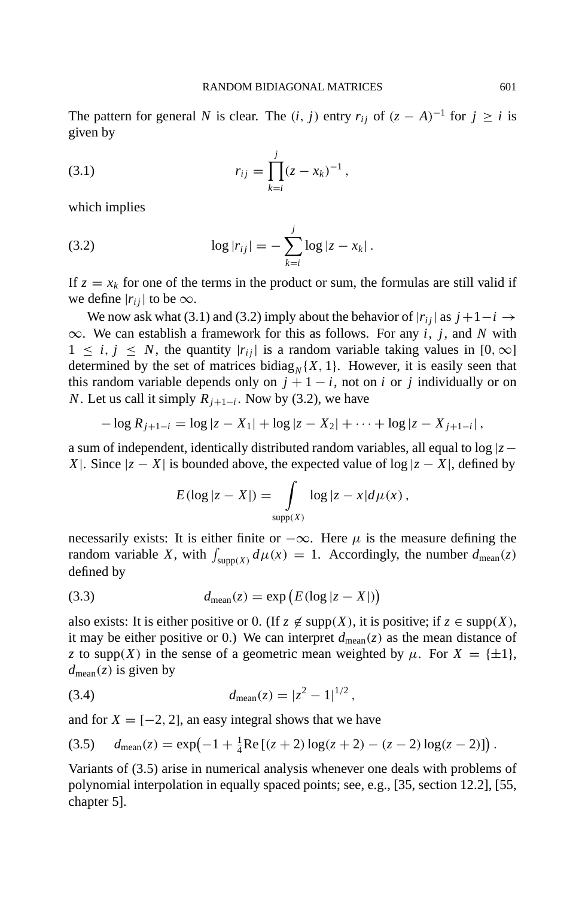The pattern for general $N$ is clear. The $(i, j)$ entry $r_{ij}$ of $(z - A)^{-1}$ for $j \geq i$ is given by

$$r_{ij} = \prod_{k=i}^{j} (z - x_k)^{-1}, \tag{3.1}$$

which implies

$$\log |r_{ij}| = -\sum_{k=i}^{j} \log |z - x_k|. \tag{3.2}$$

If $z = x_k$ for one of the terms in the product or sum, the formulas are still valid if we define $|r_{ij}|$ to be $\infty$.

We now ask what (3.1) and (3.2) imply about the behavior of $|r_{ij}|$ as $j+1-i \to \infty$. We can establish a framework for this as follows. For any $i$, $j$, and $N$ with $1 \leq i, j \leq N$, the quantity $|r_{ij}|$ is a random variable taking values in $[0, \infty]$ determined by the set of matrices $\text{bidiag}_N\{X, 1\}$. However, it is easily seen that this random variable depends only on $j+1-i$, not on $i$ or $j$ individually or on $N$. Let us call it simply $R_{j+1-i}$. Now by (3.2), we have

$$-\log R_{j+1-i} = \log |z - X_1| + \log |z - X_2| + \cdots + \log |z - X_{j+1-i}|,$$

a sum of independent, identically distributed random variables, all equal to $\log |z - X|$. Since $|z - X|$ is bounded above, the expected value of $\log |z - X|$, defined by

$$E(\log |z - X|) = \int_{\text{supp}(X)} \log |z - x| d\mu(x),$$

necessarily exists: It is either finite or $-\infty$. Here $\mu$ is the measure defining the random variable $X$, with $\int_{\text{supp}(X)} d\mu(x) = 1$. Accordingly, the number $d_{\text{mean}}(z)$ defined by

$$d_{\text{mean}}(z) = \exp\big(E(\log |z - X|)\big) \tag{3.3}$$

also exists: It is either positive or 0. (If $z \notin \text{supp}(X)$, it is positive; if $z \in \text{supp}(X)$, it may be either positive or 0.) We can interpret $d_{\text{mean}}(z)$ as the mean distance of $z$ to $\text{supp}(X)$ in the sense of a geometric mean weighted by $\mu$. For $X = \{\pm 1\}$, $d_{\text{mean}}(z)$ is given by

$$d_{\text{mean}}(z) = |z^2 - 1|^{1/2}, \tag{3.4}$$

and for $X = [-2, 2]$, an easy integral shows that we have

$$d_{\text{mean}}(z) = \exp\big(-1 + \tfrac{1}{4}\text{Re}\,[(z+2)\log(z+2) - (z-2)\log(z-2)]\big). \tag{3.5}$$

Variants of (3.5) arise in numerical analysis whenever one deals with problems of polynomial interpolation in equally spaced points; see, e.g., [35, section 12.2], [55, chapter 5].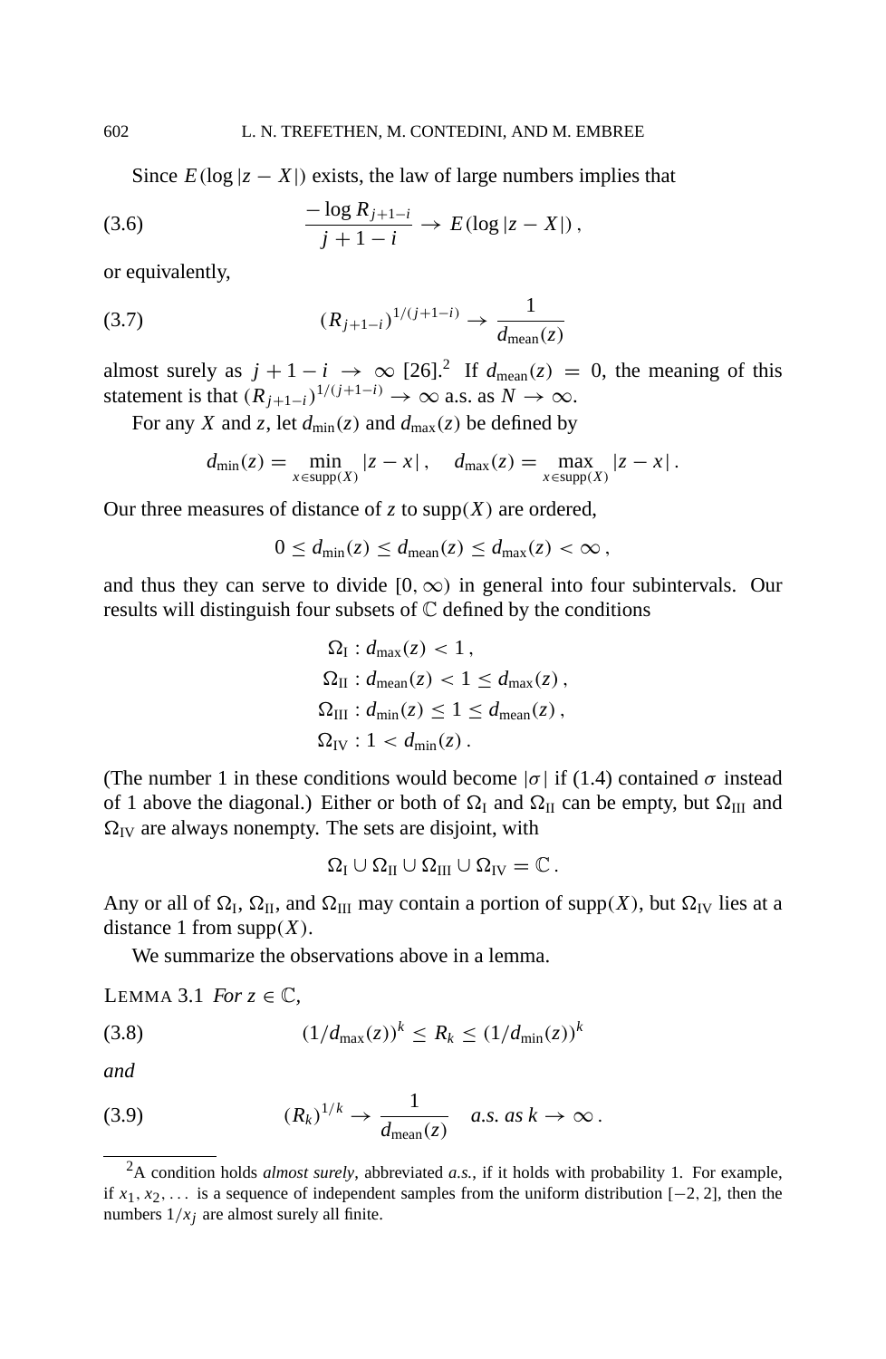Since $E(\log|z - X|)$ exists, the law of large numbers implies that

$$
\frac{-\log R_{j+1-i}}{j+1-i} \to E(\log|z - X|)\,, \tag{3.6}
$$

or equivalently,

$$
(R_{j+1-i})^{1/(j+1-i)} \to \frac{1}{d_{\text{mean}}(z)} \tag{3.7}
$$

almost surely as $j + 1 - i \to \infty$ [26].[2] If $d_{\text{mean}}(z) = 0$, the meaning of this statement is that $(R_{j+1-i})^{1/(j+1-i)} \to \infty$ a.s. as $N \to \infty$.

For any $X$ and $z$, let $d_{\min}(z)$ and $d_{\max}(z)$ be defined by

$$
d_{\min}(z) = \min_{x \in \text{supp}(X)} |z - x|\,, \quad d_{\max}(z) = \max_{x \in \text{supp}(X)} |z - x|\,.
$$

Our three measures of distance of $z$ to $\text{supp}(X)$ are ordered,

$$
0 \le d_{\min}(z) \le d_{\text{mean}}(z) \le d_{\max}(z) < \infty\,,
$$

and thus they can serve to divide $[0, \infty)$ in general into four subintervals. Our results will distinguish four subsets of $\mathbb{C}$ defined by the conditions

$$
\begin{aligned}
\Omega_{\text{I}} &: d_{\max}(z) < 1\,, \\
\Omega_{\text{II}} &: d_{\text{mean}}(z) < 1 \le d_{\max}(z)\,, \\
\Omega_{\text{III}} &: d_{\min}(z) \le 1 \le d_{\text{mean}}(z)\,, \\
\Omega_{\text{IV}} &: 1 < d_{\min}(z)\,.
\end{aligned}
$$

(The number 1 in these conditions would become $|\sigma|$ if (1.4) contained $\sigma$ instead of 1 above the diagonal.) Either or both of $\Omega_{\text{I}}$ and $\Omega_{\text{II}}$ can be empty, but $\Omega_{\text{III}}$ and $\Omega_{\text{IV}}$ are always nonempty. The sets are disjoint, with

$$
\Omega_{\text{I}} \cup \Omega_{\text{II}} \cup \Omega_{\text{III}} \cup \Omega_{\text{IV}} = \mathbb{C}\,.
$$

Any or all of $\Omega_{\text{I}}$, $\Omega_{\text{II}}$, and $\Omega_{\text{III}}$ may contain a portion of $\text{supp}(X)$, but $\Omega_{\text{IV}}$ lies at a distance 1 from $\text{supp}(X)$.

We summarize the observations above in a lemma.

LEMMA 3.1 *For $z \in \mathbb{C}$,*

$$
(1/d_{\max}(z))^k \le R_k \le (1/d_{\min}(z))^k \tag{3.8}
$$

*and*

$$
(R_k)^{1/k} \to \frac{1}{d_{\text{mean}}(z)} \quad \textit{a.s. as } k \to \infty\,. \tag{3.9}
$$

---

[2] A condition holds *almost surely*, abbreviated *a.s.*, if it holds with probability 1. For example, if $x_1, x_2, \ldots$ is a sequence of independent samples from the uniform distribution $[-2, 2]$, then the numbers $1/x_j$ are almost surely all finite.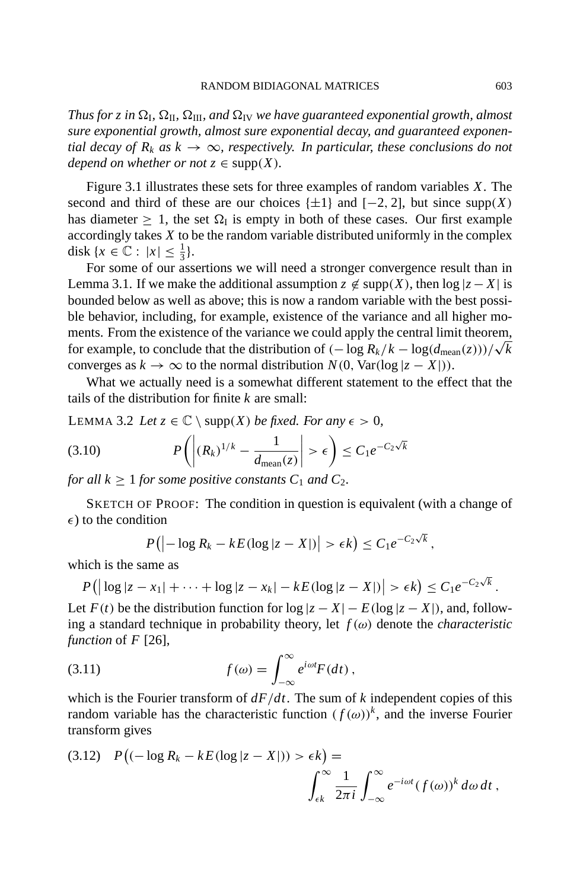*Thus for $z$ in $\Omega_{\rm I}$, $\Omega_{\rm II}$, $\Omega_{\rm III}$, and $\Omega_{\rm IV}$ we have guaranteed exponential growth, almost sure exponential growth, almost sure exponential decay, and guaranteed exponential decay of $R_k$ as $k \to \infty$, respectively. In particular, these conclusions do not depend on whether or not $z \in \operatorname{supp}(X)$.*

Figure 3.1 illustrates these sets for three examples of random variables $X$. The second and third of these are our choices $\{\pm 1\}$ and $[-2, 2]$, but since $\operatorname{supp}(X)$ has diameter $\geq 1$, the set $\Omega_{\rm I}$ is empty in both of these cases. Our first example accordingly takes $X$ to be the random variable distributed uniformly in the complex disk $\{x \in \mathbb{C} : |x| \leq \frac{1}{3}\}$.

For some of our assertions we will need a stronger convergence result than in Lemma 3.1. If we make the additional assumption $z \notin \operatorname{supp}(X)$, then $\log|z - X|$ is bounded below as well as above; this is now a random variable with the best possible behavior, including, for example, existence of the variance and all higher moments. From the existence of the variance we could apply the central limit theorem, for example, to conclude that the distribution of $(-\log R_k/k - \log(d_{\rm mean}(z)))/\sqrt{k}$ converges as $k \to \infty$ to the normal distribution $N(0, \operatorname{Var}(\log|z - X|))$.

What we actually need is a somewhat different statement to the effect that the tails of the distribution for finite $k$ are small:

LEMMA 3.2 *Let $z \in \mathbb{C} \setminus \operatorname{supp}(X)$ be fixed. For any $\epsilon > 0$,*

$$P\left(\left|(R_k)^{1/k} - \frac{1}{d_{\rm mean}(z)}\right| > \epsilon\right) \leq C_1 e^{-C_2\sqrt{k}} \tag{3.10}$$

*for all $k \geq 1$ for some positive constants $C_1$ and $C_2$.*

SKETCH OF PROOF: The condition in question is equivalent (with a change of $\epsilon$) to the condition

$$P\big(\big|-\log R_k - kE(\log|z - X|)\big| > \epsilon k\big) \leq C_1 e^{-C_2\sqrt{k}},$$

which is the same as

$$P\big(\big|\log|z - x_1| + \cdots + \log|z - x_k| - kE(\log|z - X|)\big| > \epsilon k\big) \leq C_1 e^{-C_2\sqrt{k}}.$$

Let $F(t)$ be the distribution function for $\log|z - X| - E(\log|z - X|)$, and, following a standard technique in probability theory, let $f(\omega)$ denote the *characteristic function* of $F$ [26],

$$f(\omega) = \int_{-\infty}^{\infty} e^{i\omega t} F(dt), \tag{3.11}$$

which is the Fourier transform of $dF/dt$. The sum of $k$ independent copies of this random variable has the characteristic function $(f(\omega))^k$, and the inverse Fourier transform gives

$$P\big((-\log R_k - kE(\log|z - X|)) > \epsilon k\big) = \int_{\epsilon k}^{\infty} \frac{1}{2\pi i} \int_{-\infty}^{\infty} e^{-i\omega t}(f(\omega))^k \, d\omega \, dt, \tag{3.12}$$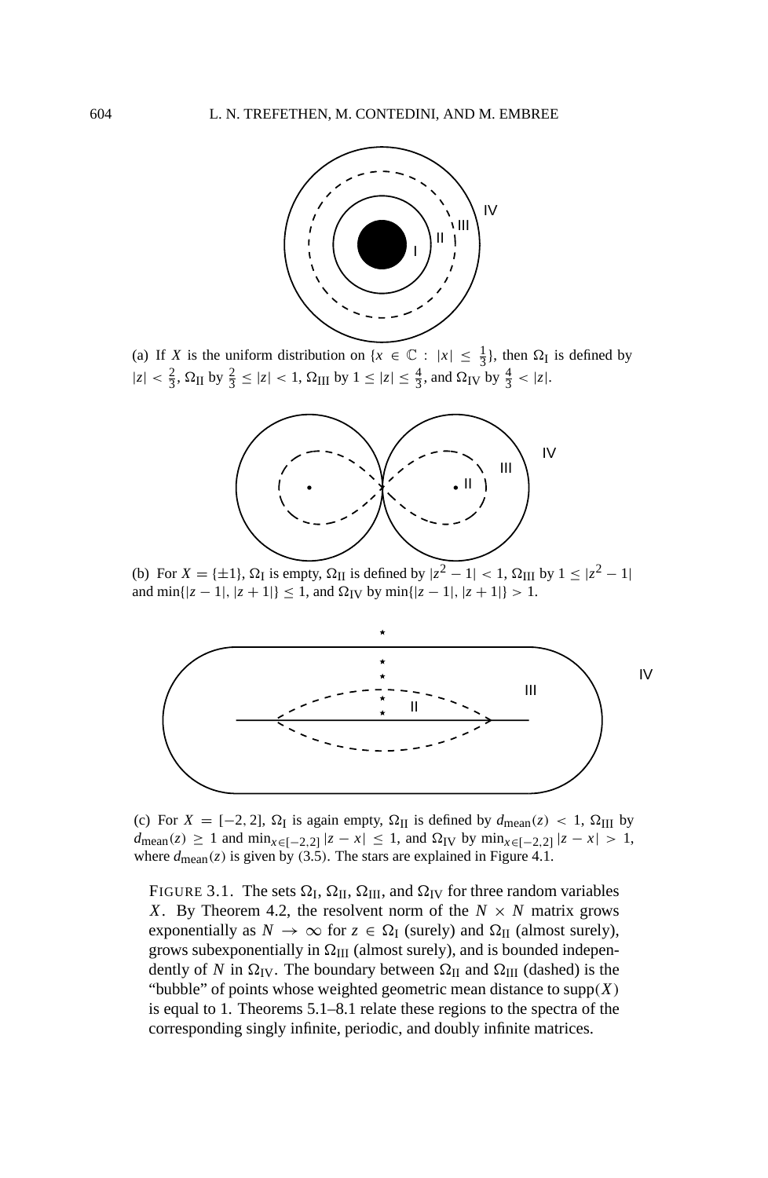(a) If $X$ is the uniform distribution on $\{x \in \mathbb{C} : |x| \leq \frac{1}{3}\}$, then $\Omega_{\rm I}$ is defined by $|z| < \frac{2}{3}$, $\Omega_{\rm II}$ by $\frac{2}{3} \leq |z| < 1$, $\Omega_{\rm III}$ by $1 \leq |z| \leq \frac{4}{3}$, and $\Omega_{\rm IV}$ by $\frac{4}{3} < |z|$.

(b) For $X = \{\pm 1\}$, $\Omega_{\rm I}$ is empty, $\Omega_{\rm II}$ is defined by $|z^2 - 1| < 1$, $\Omega_{\rm III}$ by $1 \leq |z^2 - 1|$ and $\min\{|z-1|, |z+1|\} \leq 1$, and $\Omega_{\rm IV}$ by $\min\{|z-1|, |z+1|\} > 1$.

(c) For $X = [-2, 2]$, $\Omega_{\rm I}$ is again empty, $\Omega_{\rm II}$ is defined by $d_{\rm mean}(z) < 1$, $\Omega_{\rm III}$ by $d_{\rm mean}(z) \geq 1$ and $\min_{x \in [-2,2]} |z - x| \leq 1$, and $\Omega_{\rm IV}$ by $\min_{x \in [-2,2]} |z - x| > 1$, where $d_{\rm mean}(z)$ is given by (3.5). The stars are explained in Figure 4.1.

FIGURE 3.1. The sets $\Omega_{\rm I}$, $\Omega_{\rm II}$, $\Omega_{\rm III}$, and $\Omega_{\rm IV}$ for three random variables $X$. By Theorem 4.2, the resolvent norm of the $N \times N$ matrix grows exponentially as $N \to \infty$ for $z \in \Omega_{\rm I}$ (surely) and $\Omega_{\rm II}$ (almost surely), grows subexponentially in $\Omega_{\rm III}$ (almost surely), and is bounded independently of $N$ in $\Omega_{\rm IV}$. The boundary between $\Omega_{\rm II}$ and $\Omega_{\rm III}$ (dashed) is the "bubble" of points whose weighted geometric mean distance to $\operatorname{supp}(X)$ is equal to 1. Theorems 5.1–8.1 relate these regions to the spectra of the corresponding singly infinite, periodic, and doubly infinite matrices.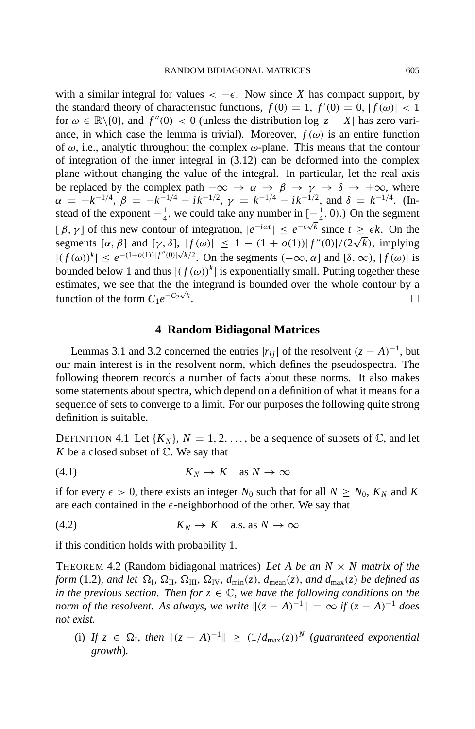with a similar integral for values $< -\epsilon$. Now since $X$ has compact support, by the standard theory of characteristic functions, $f(0) = 1$, $f'(0) = 0$, $|f(\omega)| < 1$ for $\omega \in \mathbb{R}\backslash\{0\}$, and $f''(0) < 0$ (unless the distribution $\log|z - X|$ has zero variance, in which case the lemma is trivial). Moreover, $f(\omega)$ is an entire function of $\omega$, i.e., analytic throughout the complex $\omega$-plane. This means that the contour of integration of the inner integral in (3.12) can be deformed into the complex plane without changing the value of the integral. In particular, let the real axis be replaced by the complex path $-\infty \to \alpha \to \beta \to \gamma \to \delta \to +\infty$, where $\alpha = -k^{-1/4}$, $\beta = -k^{-1/4} - ik^{-1/2}$, $\gamma = k^{-1/4} - ik^{-1/2}$, and $\delta = k^{-1/4}$. (Instead of the exponent $-\frac{1}{4}$, we could take any number in $[-\frac{1}{4}, 0)$.) On the segment $[\beta, \gamma]$ of this new contour of integration, $|e^{-i\omega t}| \le e^{-\epsilon\sqrt{k}}$ since $t \ge \epsilon k$. On the segments $[\alpha, \beta]$ and $[\gamma, \delta]$, $|f(\omega)| \le 1 - (1 + o(1))|f''(0)|/(2\sqrt{k})$, implying $|(f(\omega))^k| \le e^{-(1+o(1))|f''(0)|\sqrt{k}/2}$. On the segments $(-\infty, \alpha]$ and $[\delta, \infty)$, $|f(\omega)|$ is bounded below 1 and thus $|(f(\omega))^k|$ is exponentially small. Putting together these estimates, we see that the the integrand is bounded over the whole contour by a function of the form $C_1 e^{-C_2\sqrt{k}}$. □

## 4 Random Bidiagonal Matrices

Lemmas 3.1 and 3.2 concerned the entries $|r_{ij}|$ of the resolvent $(z - A)^{-1}$, but our main interest is in the resolvent norm, which defines the pseudospectra. The following theorem records a number of facts about these norms. It also makes some statements about spectra, which depend on a definition of what it means for a sequence of sets to converge to a limit. For our purposes the following quite strong definition is suitable.

DEFINITION 4.1 Let $\{K_N\}$, $N = 1, 2, \ldots$, be a sequence of subsets of $\mathbb{C}$, and let $K$ be a closed subset of $\mathbb{C}$. We say that

$$K_N \to K \quad \text{as } N \to \infty \tag{4.1}$$

if for every $\epsilon > 0$, there exists an integer $N_0$ such that for all $N \ge N_0$, $K_N$ and $K$ are each contained in the $\epsilon$-neighborhood of the other. We say that

$$K_N \to K \quad \text{a.s. as } N \to \infty \tag{4.2}$$

if this condition holds with probability 1.

THEOREM 4.2 (Random bidiagonal matrices) *Let $A$ be an $N \times N$ matrix of the form* (1.2), *and let $\Omega_{\text{I}}$, $\Omega_{\text{II}}$, $\Omega_{\text{III}}$, $\Omega_{\text{IV}}$, $d_{\min}(z)$, $d_{\text{mean}}(z)$, and $d_{\max}(z)$ be defined as in the previous section. Then for $z \in \mathbb{C}$, we have the following conditions on the norm of the resolvent. As always, we write $\|(z - A)^{-1}\| = \infty$ if $(z - A)^{-1}$ does not exist.*

(i) *If $z \in \Omega_{\text{I}}$, then $\|(z - A)^{-1}\| \ge (1/d_{\max}(z))^N$ (guaranteed exponential growth).*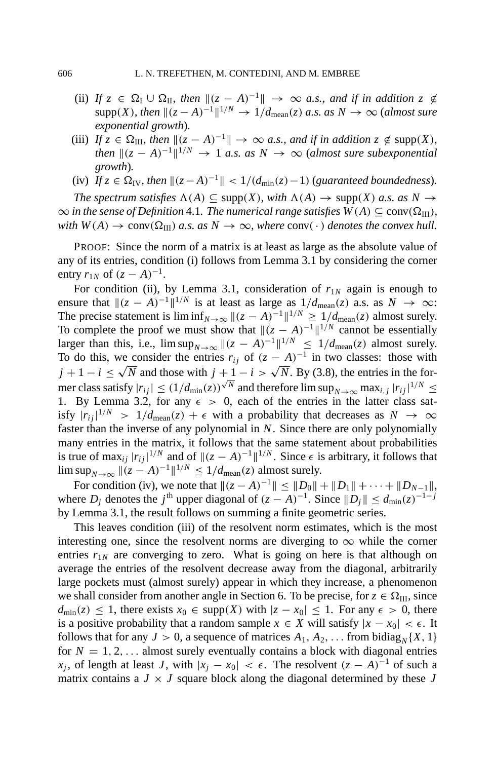(ii) *If* $z \in \Omega_{\mathrm{I}} \cup \Omega_{\mathrm{II}}$*, then* $\|(z-A)^{-1}\| \to \infty$ *a.s., and if in addition* $z \notin \operatorname{supp}(X)$*, then* $\|(z-A)^{-1}\|^{1/N} \to 1/d_{\mathrm{mean}}(z)$ *a.s. as* $N \to \infty$ *(almost sure exponential growth).*

(iii) *If* $z \in \Omega_{\mathrm{III}}$*, then* $\|(z-A)^{-1}\| \to \infty$ *a.s., and if in addition* $z \notin \operatorname{supp}(X)$*, then* $\|(z-A)^{-1}\|^{1/N} \to 1$ *a.s. as* $N \to \infty$ *(almost sure subexponential growth).*

(iv) *If* $z \in \Omega_{\mathrm{IV}}$*, then* $\|(z-A)^{-1}\| < 1/(d_{\min}(z)-1)$ *(guaranteed boundedness).*

*The spectrum satisfies* $\Lambda(A) \subseteq \operatorname{supp}(X)$*, with* $\Lambda(A) \to \operatorname{supp}(X)$ *a.s. as* $N \to \infty$ *in the sense of Definition* 4.1*. The numerical range satisfies* $W(A) \subseteq \operatorname{conv}(\Omega_{\mathrm{III}})$*, with* $W(A) \to \operatorname{conv}(\Omega_{\mathrm{III}})$ *a.s. as* $N \to \infty$*, where* $\operatorname{conv}(\,\cdot\,)$ *denotes the convex hull.*

PROOF: Since the norm of a matrix is at least as large as the absolute value of any of its entries, condition (i) follows from Lemma 3.1 by considering the corner entry $r_{1N}$ of $(z-A)^{-1}$.

For condition (ii), by Lemma 3.1, consideration of $r_{1N}$ again is enough to ensure that $\|(z-A)^{-1}\|^{1/N}$ is at least as large as $1/d_{\mathrm{mean}}(z)$ a.s. as $N \to \infty$: The precise statement is $\liminf_{N\to\infty} \|(z-A)^{-1}\|^{1/N} \geq 1/d_{\mathrm{mean}}(z)$ almost surely. To complete the proof we must show that $\|(z-A)^{-1}\|^{1/N}$ cannot be essentially larger than this, i.e., $\limsup_{N\to\infty} \|(z-A)^{-1}\|^{1/N} \leq 1/d_{\mathrm{mean}}(z)$ almost surely. To do this, we consider the entries $r_{ij}$ of $(z-A)^{-1}$ in two classes: those with $j+1-i \leq \sqrt{N}$ and those with $j+1-i > \sqrt{N}$. By (3.8), the entries in the former class satisfy $|r_{ij}| \leq (1/d_{\min}(z))^{\sqrt{N}}$ and therefore $\limsup_{N\to\infty} \max_{i,j} |r_{ij}|^{1/N} \leq 1$. By Lemma 3.2, for any $\epsilon > 0$, each of the entries in the latter class satisfy $|r_{ij}|^{1/N} > 1/d_{\mathrm{mean}}(z) + \epsilon$ with a probability that decreases as $N \to \infty$ faster than the inverse of any polynomial in $N$. Since there are only polynomially many entries in the matrix, it follows that the same statement about probabilities is true of $\max_{ij} |r_{ij}|^{1/N}$ and of $\|(z-A)^{-1}\|^{1/N}$. Since $\epsilon$ is arbitrary, it follows that $\limsup_{N\to\infty} \|(z-A)^{-1}\|^{1/N} \leq 1/d_{\mathrm{mean}}(z)$ almost surely.

For condition (iv), we note that $\|(z-A)^{-1}\| \leq \|D_0\| + \|D_1\| + \cdots + \|D_{N-1}\|$, where $D_j$ denotes the $j^{\text{th}}$ upper diagonal of $(z-A)^{-1}$. Since $\|D_j\| \leq d_{\min}(z)^{-1-j}$ by Lemma 3.1, the result follows on summing a finite geometric series.

This leaves condition (iii) of the resolvent norm estimates, which is the most interesting one, since the resolvent norms are diverging to $\infty$ while the corner entries $r_{1N}$ are converging to zero. What is going on here is that although on average the entries of the resolvent decrease away from the diagonal, arbitrarily large pockets must (almost surely) appear in which they increase, a phenomenon we shall consider from another angle in Section 6. To be precise, for $z \in \Omega_{\mathrm{III}}$, since $d_{\min}(z) \leq 1$, there exists $x_0 \in \operatorname{supp}(X)$ with $|z - x_0| \leq 1$. For any $\epsilon > 0$, there is a positive probability that a random sample $x \in X$ will satisfy $|x - x_0| < \epsilon$. It follows that for any $J > 0$, a sequence of matrices $A_1, A_2, \ldots$ from $\operatorname{bidiag}_N\{X, 1\}$ for $N = 1, 2, \ldots$ almost surely eventually contains a block with diagonal entries $x_j$, of length at least $J$, with $|x_j - x_0| < \epsilon$. The resolvent $(z-A)^{-1}$ of such a matrix contains a $J \times J$ square block along the diagonal determined by these $J$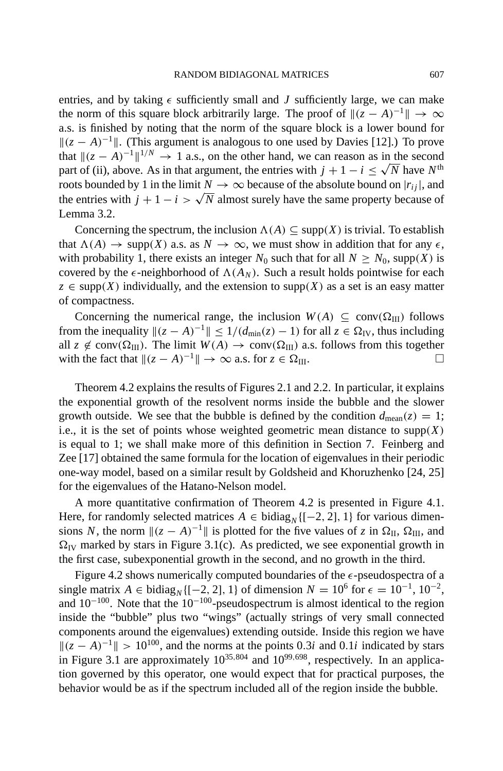entries, and by taking $\epsilon$ sufficiently small and $J$ sufficiently large, we can make the norm of this square block arbitrarily large. The proof of $\|(z-A)^{-1}\| \to \infty$ a.s. is finished by noting that the norm of the square block is a lower bound for $\|(z-A)^{-1}\|$. (This argument is analogous to one used by Davies [12].) To prove that $\|(z-A)^{-1}\|^{1/N} \to 1$ a.s., on the other hand, we can reason as in the second part of (ii), above. As in that argument, the entries with $j+1-i \le \sqrt{N}$ have $N^{\text{th}}$ roots bounded by 1 in the limit $N \to \infty$ because of the absolute bound on $|r_{ij}|$, and the entries with $j+1-i > \sqrt{N}$ almost surely have the same property because of Lemma 3.2.

Concerning the spectrum, the inclusion $\Lambda(A) \subseteq \text{supp}(X)$ is trivial. To establish that $\Lambda(A) \to \text{supp}(X)$ a.s. as $N \to \infty$, we must show in addition that for any $\epsilon$, with probability 1, there exists an integer $N_0$ such that for all $N \ge N_0$, $\text{supp}(X)$ is covered by the $\epsilon$-neighborhood of $\Lambda(A_N)$. Such a result holds pointwise for each $z \in \text{supp}(X)$ individually, and the extension to $\text{supp}(X)$ as a set is an easy matter of compactness.

Concerning the numerical range, the inclusion $W(A) \subseteq \text{conv}(\Omega_{\text{III}})$ follows from the inequality $\|(z-A)^{-1}\| \le 1/(d_{\min}(z)-1)$ for all $z \in \Omega_{\text{IV}}$, thus including all $z \notin \text{conv}(\Omega_{\text{III}})$. The limit $W(A) \to \text{conv}(\Omega_{\text{III}})$ a.s. follows from this together with the fact that $\|(z-A)^{-1}\| \to \infty$ a.s. for $z \in \Omega_{\text{III}}$. □

Theorem 4.2 explains the results of Figures 2.1 and 2.2. In particular, it explains the exponential growth of the resolvent norms inside the bubble and the slower growth outside. We see that the bubble is defined by the condition $d_{\text{mean}}(z) = 1$; i.e., it is the set of points whose weighted geometric mean distance to $\text{supp}(X)$ is equal to 1; we shall make more of this definition in Section 7. Feinberg and Zee [17] obtained the same formula for the location of eigenvalues in their periodic one-way model, based on a similar result by Goldsheid and Khoruzhenko [24, 25] for the eigenvalues of the Hatano-Nelson model.

A more quantitative confirmation of Theorem 4.2 is presented in Figure 4.1. Here, for randomly selected matrices $A \in \text{bidiag}_N\{[-2,2],1\}$ for various dimensions $N$, the norm $\|(z-A)^{-1}\|$ is plotted for the five values of $z$ in $\Omega_{\text{II}}$, $\Omega_{\text{III}}$, and $\Omega_{\text{IV}}$ marked by stars in Figure 3.1(c). As predicted, we see exponential growth in the first case, subexponential growth in the second, and no growth in the third.

Figure 4.2 shows numerically computed boundaries of the $\epsilon$-pseudospectra of a single matrix $A \in \text{bidiag}_N\{[-2,2],1\}$ of dimension $N = 10^6$ for $\epsilon = 10^{-1}, 10^{-2}$, and $10^{-100}$. Note that the $10^{-100}$-pseudospectrum is almost identical to the region inside the "bubble" plus two "wings" (actually strings of very small connected components around the eigenvalues) extending outside. Inside this region we have $\|(z-A)^{-1}\| > 10^{100}$, and the norms at the points $0.3i$ and $0.1i$ indicated by stars in Figure 3.1 are approximately $10^{35.804}$ and $10^{99.698}$, respectively. In an application governed by this operator, one would expect that for practical purposes, the behavior would be as if the spectrum included all of the region inside the bubble.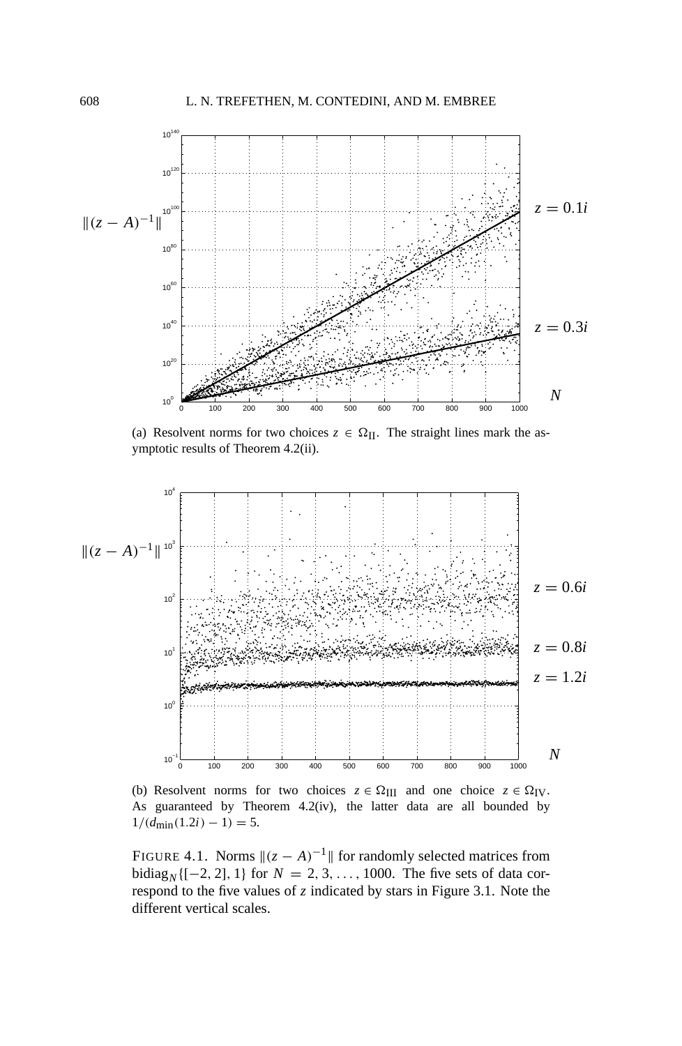(a) Resolvent norms for two choices $z \in \Omega_{\rm II}$. The straight lines mark the asymptotic results of Theorem 4.2(ii).

(b) Resolvent norms for two choices $z \in \Omega_{\rm III}$ and one choice $z \in \Omega_{\rm IV}$. As guaranteed by Theorem 4.2(iv), the latter data are all bounded by $1/(d_{\min}(1.2i) - 1) = 5$.

FIGURE 4.1. Norms $\|(z - A)^{-1}\|$ for randomly selected matrices from $\text{bidiag}_N\{[-2, 2], 1\}$ for $N = 2, 3, \ldots, 1000$. The five sets of data correspond to the five values of $z$ indicated by stars in Figure 3.1. Note the different vertical scales.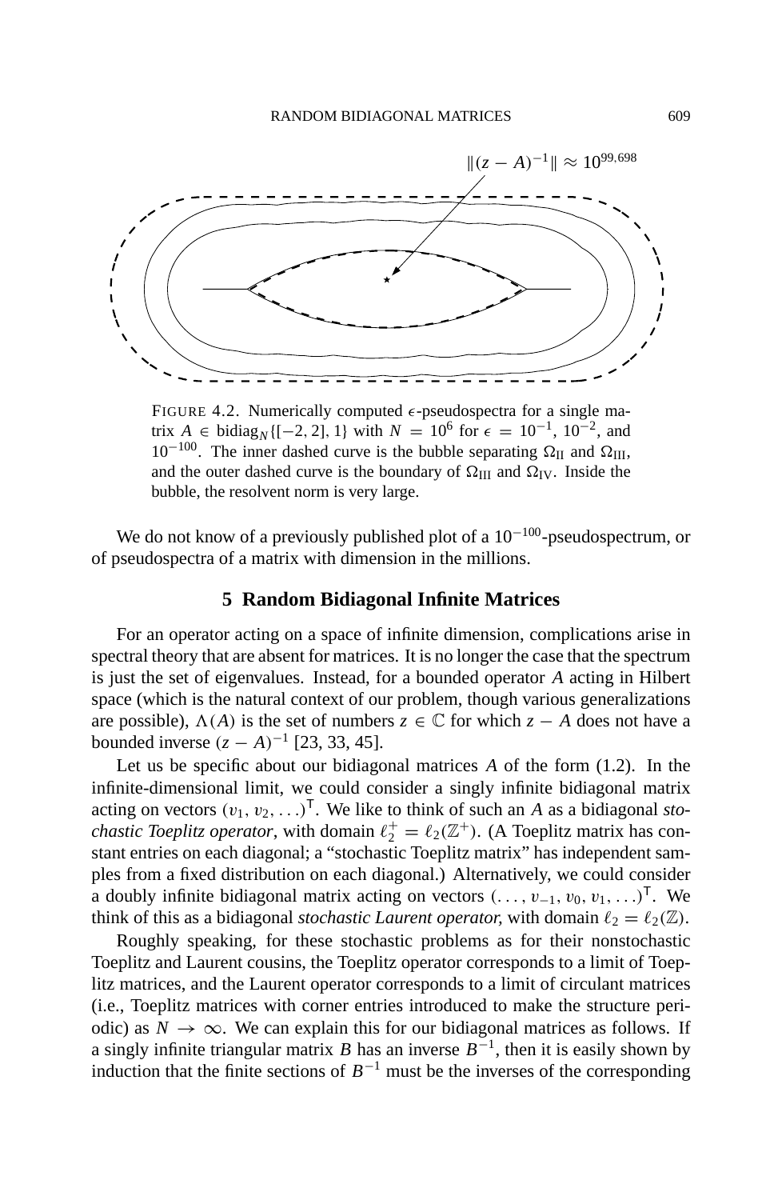$\|(z - A)^{-1}\| \approx 10^{99.698}$

FIGURE 4.2. Numerically computed $\epsilon$-pseudospectra for a single matrix $A \in \text{bidiag}_N\{[-2, 2], 1\}$ with $N = 10^6$ for $\epsilon = 10^{-1}$, $10^{-2}$, and $10^{-100}$. The inner dashed curve is the bubble separating $\Omega_{\text{II}}$ and $\Omega_{\text{III}}$, and the outer dashed curve is the boundary of $\Omega_{\text{III}}$ and $\Omega_{\text{IV}}$. Inside the bubble, the resolvent norm is very large.

We do not know of a previously published plot of a $10^{-100}$-pseudospectrum, or of pseudospectra of a matrix with dimension in the millions.

## 5 Random Bidiagonal Infinite Matrices

For an operator acting on a space of infinite dimension, complications arise in spectral theory that are absent for matrices. It is no longer the case that the spectrum is just the set of eigenvalues. Instead, for a bounded operator $A$ acting in Hilbert space (which is the natural context of our problem, though various generalizations are possible), $\Lambda(A)$ is the set of numbers $z \in \mathbb{C}$ for which $z - A$ does not have a bounded inverse $(z - A)^{-1}$ [23, 33, 45].

Let us be specific about our bidiagonal matrices $A$ of the form (1.2). In the infinite-dimensional limit, we could consider a singly infinite bidiagonal matrix acting on vectors $(v_1, v_2, \ldots)^{\mathsf{T}}$. We like to think of such an $A$ as a bidiagonal *stochastic Toeplitz operator*, with domain $\ell_2^+ = \ell_2(\mathbb{Z}^+)$. (A Toeplitz matrix has constant entries on each diagonal; a "stochastic Toeplitz matrix" has independent samples from a fixed distribution on each diagonal.) Alternatively, we could consider a doubly infinite bidiagonal matrix acting on vectors $(\ldots, v_{-1}, v_0, v_1, \ldots)^{\mathsf{T}}$. We think of this as a bidiagonal *stochastic Laurent operator*, with domain $\ell_2 = \ell_2(\mathbb{Z})$.

Roughly speaking, for these stochastic problems as for their nonstochastic Toeplitz and Laurent cousins, the Toeplitz operator corresponds to a limit of Toeplitz matrices, and the Laurent operator corresponds to a limit of circulant matrices (i.e., Toeplitz matrices with corner entries introduced to make the structure periodic) as $N \to \infty$. We can explain this for our bidiagonal matrices as follows. If a singly infinite triangular matrix $B$ has an inverse $B^{-1}$, then it is easily shown by induction that the finite sections of $B^{-1}$ must be the inverses of the corresponding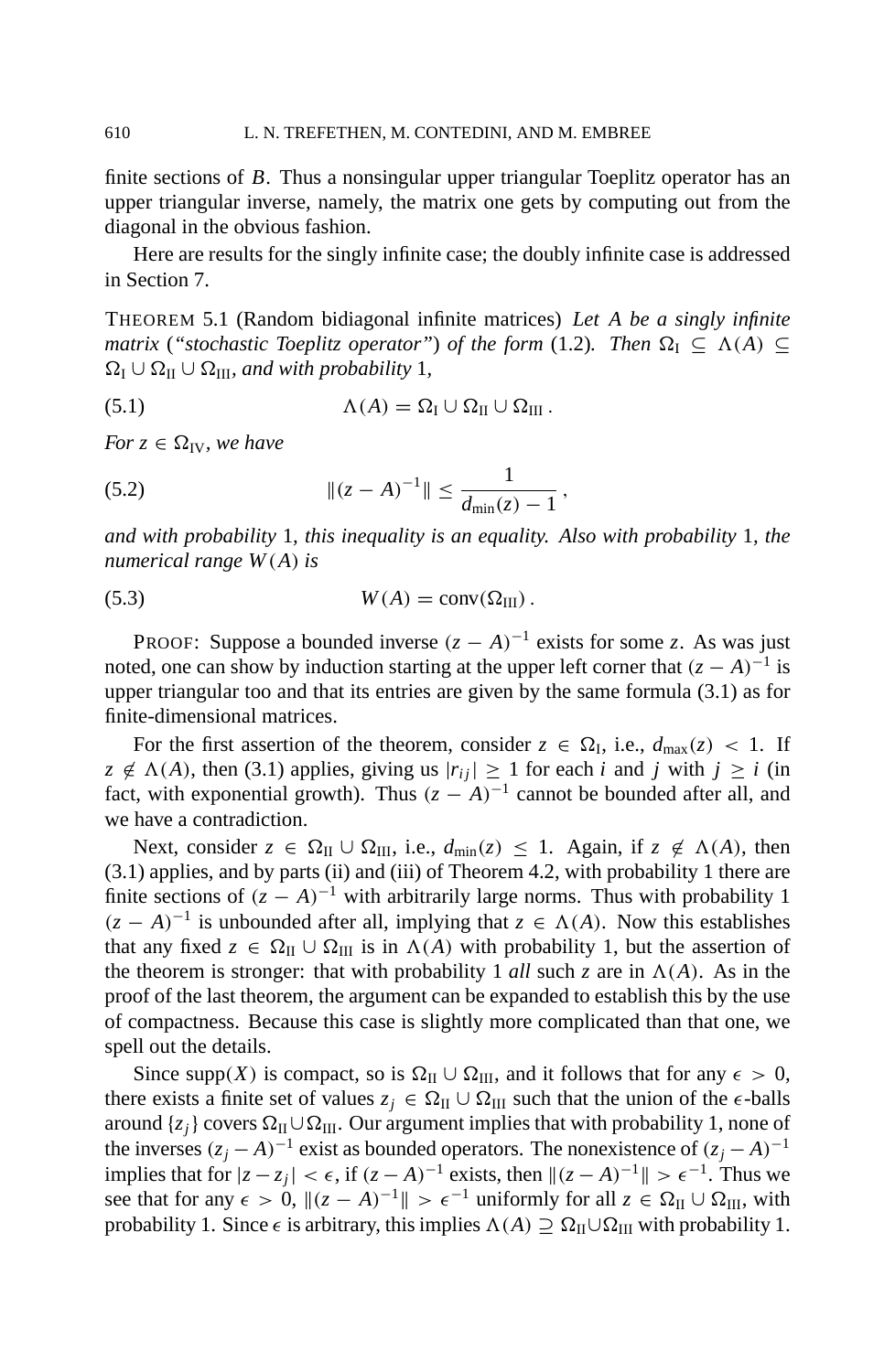finite sections of $B$. Thus a nonsingular upper triangular Toeplitz operator has an upper triangular inverse, namely, the matrix one gets by computing out from the diagonal in the obvious fashion.

Here are results for the singly infinite case; the doubly infinite case is addressed in Section 7.

THEOREM 5.1 (Random bidiagonal infinite matrices) *Let $A$ be a singly infinite matrix ("stochastic Toeplitz operator") of the form* (1.2)*. Then $\Omega_{\mathrm{I}} \subseteq \Lambda(A) \subseteq \Omega_{\mathrm{I}} \cup \Omega_{\mathrm{II}} \cup \Omega_{\mathrm{III}}$, and with probability* 1,

$$\Lambda(A) = \Omega_{\mathrm{I}} \cup \Omega_{\mathrm{II}} \cup \Omega_{\mathrm{III}} \,. \tag{5.1}$$

*For $z \in \Omega_{\mathrm{IV}}$, we have*

$$\|(z - A)^{-1}\| \leq \frac{1}{d_{\min}(z) - 1} \,, \tag{5.2}$$

*and with probability* 1*, this inequality is an equality. Also with probability* 1*, the numerical range $W(A)$ is*

$$W(A) = \mathrm{conv}(\Omega_{\mathrm{III}}) \,. \tag{5.3}$$

PROOF: Suppose a bounded inverse $(z - A)^{-1}$ exists for some $z$. As was just noted, one can show by induction starting at the upper left corner that $(z - A)^{-1}$ is upper triangular too and that its entries are given by the same formula (3.1) as for finite-dimensional matrices.

For the first assertion of the theorem, consider $z \in \Omega_{\mathrm{I}}$, i.e., $d_{\max}(z) < 1$. If $z \notin \Lambda(A)$, then (3.1) applies, giving us $|r_{ij}| \geq 1$ for each $i$ and $j$ with $j \geq i$ (in fact, with exponential growth). Thus $(z - A)^{-1}$ cannot be bounded after all, and we have a contradiction.

Next, consider $z \in \Omega_{\mathrm{II}} \cup \Omega_{\mathrm{III}}$, i.e., $d_{\min}(z) \leq 1$. Again, if $z \notin \Lambda(A)$, then (3.1) applies, and by parts (ii) and (iii) of Theorem 4.2, with probability 1 there are finite sections of $(z - A)^{-1}$ with arbitrarily large norms. Thus with probability 1 $(z - A)^{-1}$ is unbounded after all, implying that $z \in \Lambda(A)$. Now this establishes that any fixed $z \in \Omega_{\mathrm{II}} \cup \Omega_{\mathrm{III}}$ is in $\Lambda(A)$ with probability 1, but the assertion of the theorem is stronger: that with probability 1 *all* such $z$ are in $\Lambda(A)$. As in the proof of the last theorem, the argument can be expanded to establish this by the use of compactness. Because this case is slightly more complicated than that one, we spell out the details.

Since $\mathrm{supp}(X)$ is compact, so is $\Omega_{\mathrm{II}} \cup \Omega_{\mathrm{III}}$, and it follows that for any $\epsilon > 0$, there exists a finite set of values $z_j \in \Omega_{\mathrm{II}} \cup \Omega_{\mathrm{III}}$ such that the union of the $\epsilon$-balls around $\{z_j\}$ covers $\Omega_{\mathrm{II}} \cup \Omega_{\mathrm{III}}$. Our argument implies that with probability 1, none of the inverses $(z_j - A)^{-1}$ exist as bounded operators. The nonexistence of $(z_j - A)^{-1}$ implies that for $|z - z_j| < \epsilon$, if $(z - A)^{-1}$ exists, then $\|(z - A)^{-1}\| > \epsilon^{-1}$. Thus we see that for any $\epsilon > 0$, $\|(z - A)^{-1}\| > \epsilon^{-1}$ uniformly for all $z \in \Omega_{\mathrm{II}} \cup \Omega_{\mathrm{III}}$, with probability 1. Since $\epsilon$ is arbitrary, this implies $\Lambda(A) \supseteq \Omega_{\mathrm{II}} \cup \Omega_{\mathrm{III}}$ with probability 1.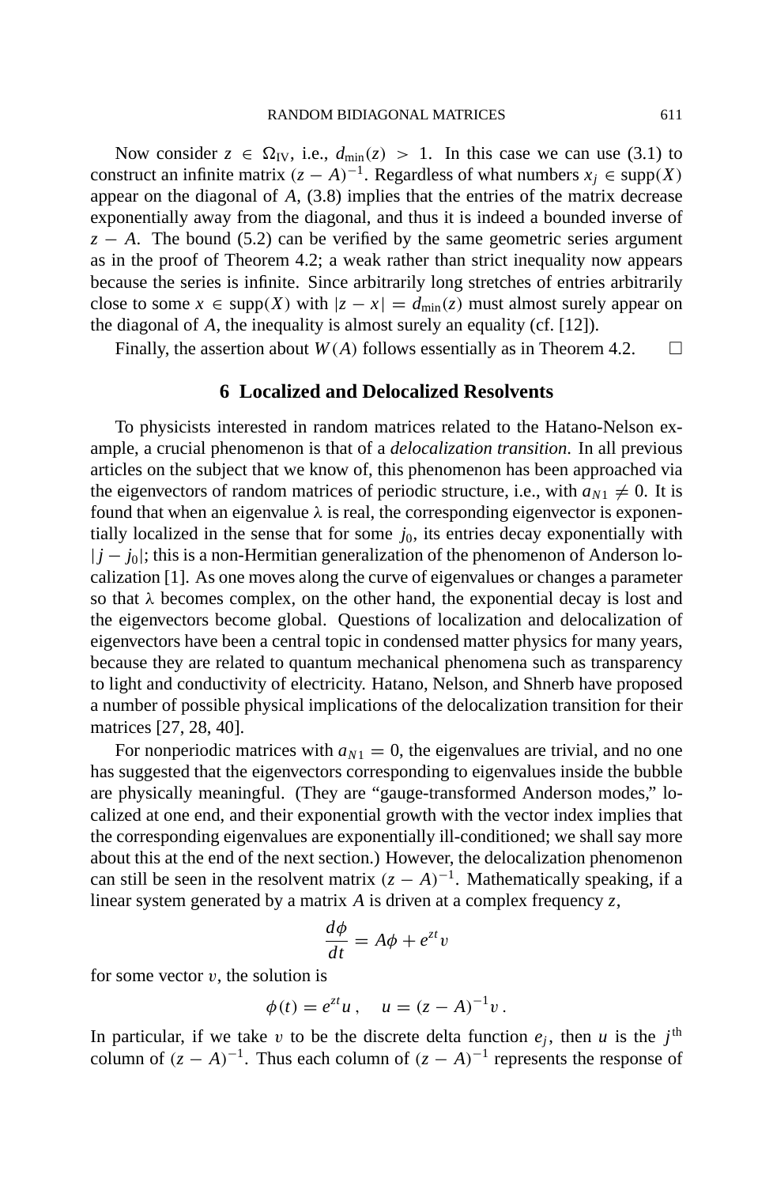Now consider $z \in \Omega_{\text{IV}}$, i.e., $d_{\min}(z) > 1$. In this case we can use (3.1) to construct an infinite matrix $(z - A)^{-1}$. Regardless of what numbers $x_j \in \operatorname{supp}(X)$ appear on the diagonal of $A$, (3.8) implies that the entries of the matrix decrease exponentially away from the diagonal, and thus it is indeed a bounded inverse of $z - A$. The bound (5.2) can be verified by the same geometric series argument as in the proof of Theorem 4.2; a weak rather than strict inequality now appears because the series is infinite. Since arbitrarily long stretches of entries arbitrarily close to some $x \in \operatorname{supp}(X)$ with $|z - x| = d_{\min}(z)$ must almost surely appear on the diagonal of $A$, the inequality is almost surely an equality (cf. [12]).

Finally, the assertion about $W(A)$ follows essentially as in Theorem 4.2. □

## 6 Localized and Delocalized Resolvents

To physicists interested in random matrices related to the Hatano-Nelson example, a crucial phenomenon is that of a *delocalization transition.* In all previous articles on the subject that we know of, this phenomenon has been approached via the eigenvectors of random matrices of periodic structure, i.e., with $a_{N1} \neq 0$. It is found that when an eigenvalue $\lambda$ is real, the corresponding eigenvector is exponentially localized in the sense that for some $j_0$, its entries decay exponentially with $|j - j_0|$; this is a non-Hermitian generalization of the phenomenon of Anderson localization [1]. As one moves along the curve of eigenvalues or changes a parameter so that $\lambda$ becomes complex, on the other hand, the exponential decay is lost and the eigenvectors become global. Questions of localization and delocalization of eigenvectors have been a central topic in condensed matter physics for many years, because they are related to quantum mechanical phenomena such as transparency to light and conductivity of electricity. Hatano, Nelson, and Shnerb have proposed a number of possible physical implications of the delocalization transition for their matrices [27, 28, 40].

For nonperiodic matrices with $a_{N1} = 0$, the eigenvalues are trivial, and no one has suggested that the eigenvectors corresponding to eigenvalues inside the bubble are physically meaningful. (They are "gauge-transformed Anderson modes," localized at one end, and their exponential growth with the vector index implies that the corresponding eigenvalues are exponentially ill-conditioned; we shall say more about this at the end of the next section.) However, the delocalization phenomenon can still be seen in the resolvent matrix $(z - A)^{-1}$. Mathematically speaking, if a linear system generated by a matrix $A$ is driven at a complex frequency $z$,

$$\frac{d\phi}{dt} = A\phi + e^{zt}v$$

for some vector $v$, the solution is

$$\phi(t) = e^{zt}u\,, \quad u = (z - A)^{-1}v\,.$$

In particular, if we take $v$ to be the discrete delta function $e_j$, then $u$ is the $j^{\text{th}}$ column of $(z - A)^{-1}$. Thus each column of $(z - A)^{-1}$ represents the response of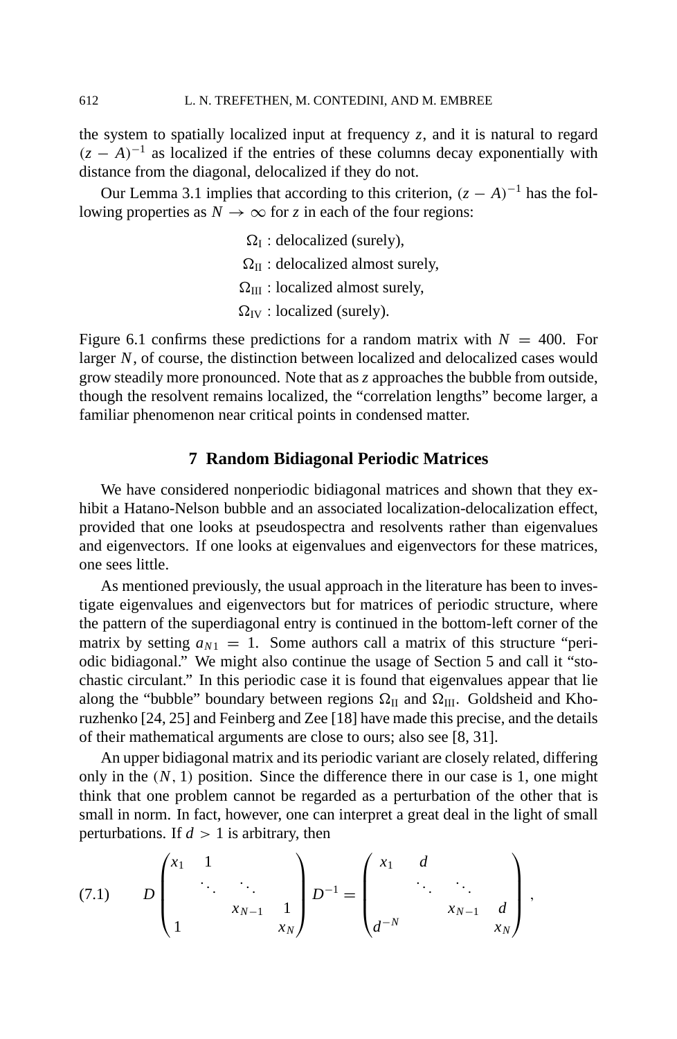the system to spatially localized input at frequency $z$, and it is natural to regard $(z - A)^{-1}$ as localized if the entries of these columns decay exponentially with distance from the diagonal, delocalized if they do not.

Our Lemma 3.1 implies that according to this criterion, $(z - A)^{-1}$ has the following properties as $N \to \infty$ for $z$ in each of the four regions:

$$
\begin{aligned}
\Omega_{\text{I}} &: \text{delocalized (surely)},\\
\Omega_{\text{II}} &: \text{delocalized almost surely},\\
\Omega_{\text{III}} &: \text{localized almost surely},\\
\Omega_{\text{IV}} &: \text{localized (surely)}.
\end{aligned}
$$

Figure 6.1 confirms these predictions for a random matrix with $N = 400$. For larger $N$, of course, the distinction between localized and delocalized cases would grow steadily more pronounced. Note that as $z$ approaches the bubble from outside, though the resolvent remains localized, the "correlation lengths" become larger, a familiar phenomenon near critical points in condensed matter.

## 7 Random Bidiagonal Periodic Matrices

We have considered nonperiodic bidiagonal matrices and shown that they exhibit a Hatano-Nelson bubble and an associated localization-delocalization effect, provided that one looks at pseudospectra and resolvents rather than eigenvalues and eigenvectors. If one looks at eigenvalues and eigenvectors for these matrices, one sees little.

As mentioned previously, the usual approach in the literature has been to investigate eigenvalues and eigenvectors but for matrices of periodic structure, where the pattern of the superdiagonal entry is continued in the bottom-left corner of the matrix by setting $a_{N1} = 1$. Some authors call a matrix of this structure "periodic bidiagonal." We might also continue the usage of Section 5 and call it "stochastic circulant." In this periodic case it is found that eigenvalues appear that lie along the "bubble" boundary between regions $\Omega_{\text{II}}$ and $\Omega_{\text{III}}$. Goldsheid and Khoruzhenko [24, 25] and Feinberg and Zee [18] have made this precise, and the details of their mathematical arguments are close to ours; also see [8, 31].

An upper bidiagonal matrix and its periodic variant are closely related, differing only in the $(N, 1)$ position. Since the difference there in our case is 1, one might think that one problem cannot be regarded as a perturbation of the other that is small in norm. In fact, however, one can interpret a great deal in the light of small perturbations. If $d > 1$ is arbitrary, then

$$
D \begin{pmatrix} x_1 & 1 & & \\ & \ddots & \ddots & \\ & & x_{N-1} & 1 \\ 1 & & & x_N \end{pmatrix} D^{-1} = \begin{pmatrix} x_1 & d & & \\ & \ddots & \ddots & \\ & & x_{N-1} & d \\ d^{-N} & & & x_N \end{pmatrix}, \tag{7.1}
$$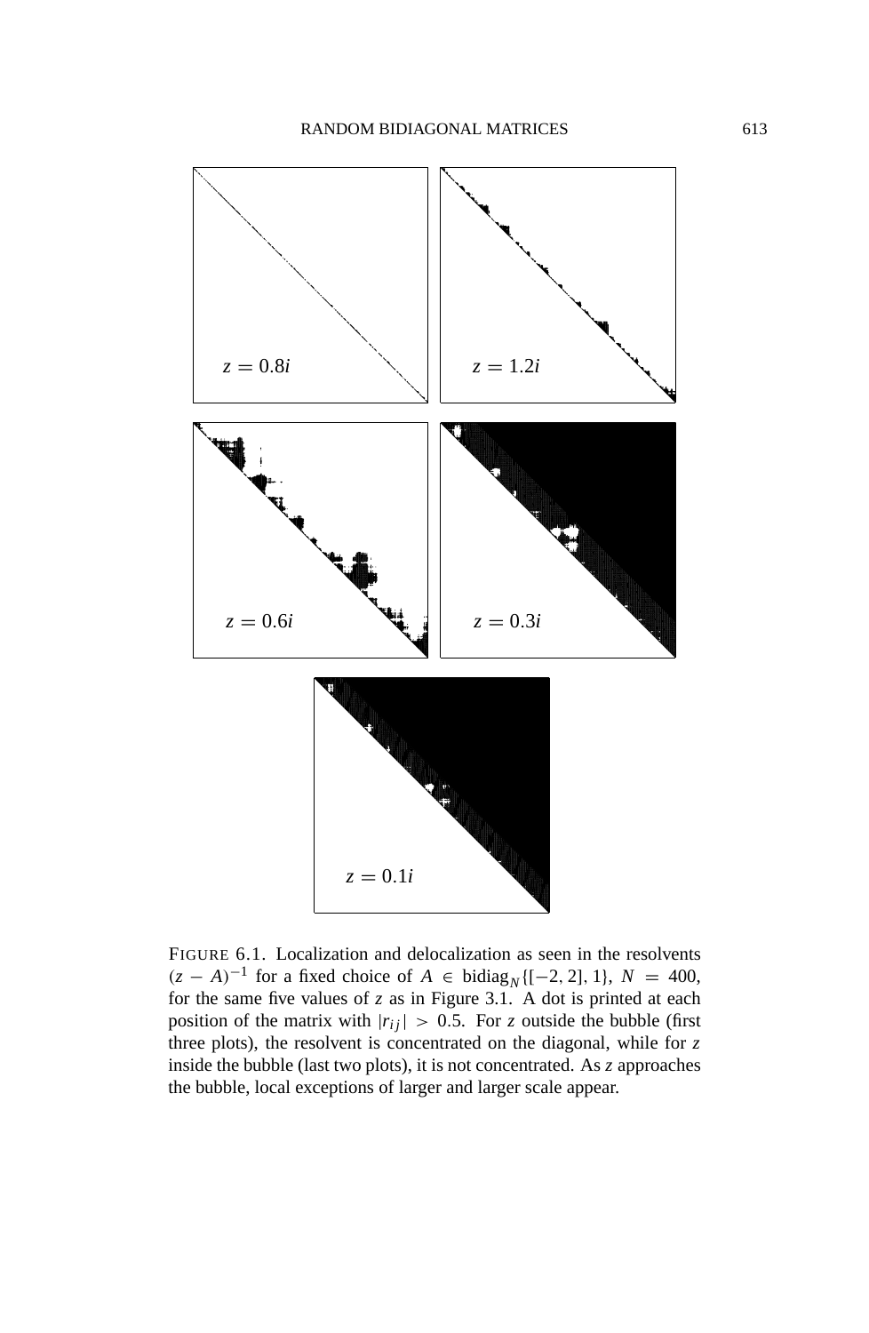FIGURE 6.1. Localization and delocalization as seen in the resolvents $(z - A)^{-1}$ for a fixed choice of $A \in \text{bidiag}_N\{[-2, 2], 1\}$, $N = 400$, for the same five values of $z$ as in Figure 3.1. A dot is printed at each position of the matrix with $|r_{ij}| > 0.5$. For $z$ outside the bubble (first three plots), the resolvent is concentrated on the diagonal, while for $z$ inside the bubble (last two plots), it is not concentrated. As $z$ approaches the bubble, local exceptions of larger and larger scale appear.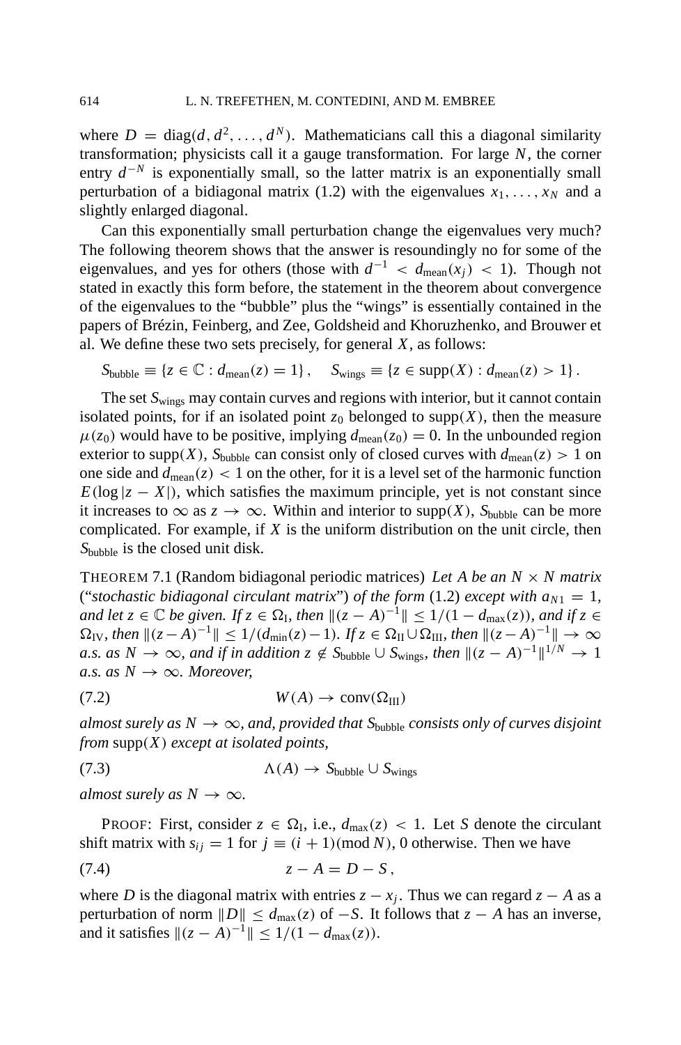where $D = \mathrm{diag}(d, d^2, \ldots, d^N)$. Mathematicians call this a diagonal similarity transformation; physicists call it a gauge transformation. For large $N$, the corner entry $d^{-N}$ is exponentially small, so the latter matrix is an exponentially small perturbation of a bidiagonal matrix (1.2) with the eigenvalues $x_1, \ldots, x_N$ and a slightly enlarged diagonal.

Can this exponentially small perturbation change the eigenvalues very much? The following theorem shows that the answer is resoundingly no for some of the eigenvalues, and yes for others (those with $d^{-1} < d_{\mathrm{mean}}(x_j) < 1$). Though not stated in exactly this form before, the statement in the theorem about convergence of the eigenvalues to the "bubble" plus the "wings" is essentially contained in the papers of Brézin, Feinberg, and Zee, Goldsheid and Khoruzhenko, and Brouwer et al. We define these two sets precisely, for general $X$, as follows:

$$S_{\mathrm{bubble}} \equiv \{z \in \mathbb{C} : d_{\mathrm{mean}}(z) = 1\}, \quad S_{\mathrm{wings}} \equiv \{z \in \mathrm{supp}(X) : d_{\mathrm{mean}}(z) > 1\}.$$

The set $S_{\mathrm{wings}}$ may contain curves and regions with interior, but it cannot contain isolated points, for if an isolated point $z_0$ belonged to $\mathrm{supp}(X)$, then the measure $\mu(z_0)$ would have to be positive, implying $d_{\mathrm{mean}}(z_0) = 0$. In the unbounded region exterior to $\mathrm{supp}(X)$, $S_{\mathrm{bubble}}$ can consist only of closed curves with $d_{\mathrm{mean}}(z) > 1$ on one side and $d_{\mathrm{mean}}(z) < 1$ on the other, for it is a level set of the harmonic function $E(\log|z - X|)$, which satisfies the maximum principle, yet is not constant since it increases to $\infty$ as $z \to \infty$. Within and interior to $\mathrm{supp}(X)$, $S_{\mathrm{bubble}}$ can be more complicated. For example, if $X$ is the uniform distribution on the unit circle, then $S_{\mathrm{bubble}}$ is the closed unit disk.

THEOREM 7.1 (Random bidiagonal periodic matrices) *Let $A$ be an $N \times N$ matrix ("stochastic bidiagonal circulant matrix") of the form* (1.2) *except with $a_{N1} = 1$, and let $z \in \mathbb{C}$ be given. If $z \in \Omega_{\mathrm{I}}$, then $\|(z - A)^{-1}\| \le 1/(1 - d_{\max}(z))$, and if $z \in \Omega_{\mathrm{IV}}$, then $\|(z - A)^{-1}\| \le 1/(d_{\min}(z) - 1)$. If $z \in \Omega_{\mathrm{II}} \cup \Omega_{\mathrm{III}}$, then $\|(z - A)^{-1}\| \to \infty$ a.s. as $N \to \infty$, and if in addition $z \notin S_{\mathrm{bubble}} \cup S_{\mathrm{wings}}$, then $\|(z - A)^{-1}\|^{1/N} \to 1$ a.s. as $N \to \infty$. Moreover,*

$$W(A) \to \mathrm{conv}(\Omega_{\mathrm{III}}) \tag{7.2}$$

*almost surely as $N \to \infty$, and, provided that $S_{\mathrm{bubble}}$ consists only of curves disjoint from* $\mathrm{supp}(X)$ *except at isolated points,*

$$\Lambda(A) \to S_{\mathrm{bubble}} \cup S_{\mathrm{wings}} \tag{7.3}$$

*almost surely as $N \to \infty$.*

PROOF: First, consider $z \in \Omega_{\mathrm{I}}$, i.e., $d_{\max}(z) < 1$. Let $S$ denote the circulant shift matrix with $s_{ij} = 1$ for $j \equiv (i + 1)(\mathrm{mod}\, N)$, 0 otherwise. Then we have

$$z - A = D - S, \tag{7.4}$$

where $D$ is the diagonal matrix with entries $z - x_j$. Thus we can regard $z - A$ as a perturbation of norm $\|D\| \le d_{\max}(z)$ of $-S$. It follows that $z - A$ has an inverse, and it satisfies $\|(z - A)^{-1}\| \le 1/(1 - d_{\max}(z))$.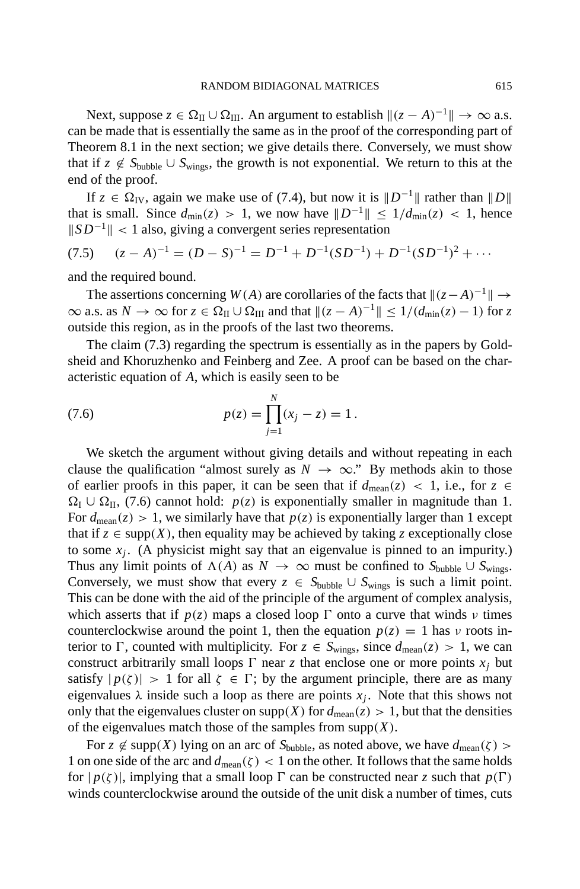Next, suppose $z \in \Omega_{\mathrm{II}} \cup \Omega_{\mathrm{III}}$. An argument to establish $\|(z-A)^{-1}\| \to \infty$ a.s. can be made that is essentially the same as in the proof of the corresponding part of Theorem 8.1 in the next section; we give details there. Conversely, we must show that if $z \notin S_{\mathrm{bubble}} \cup S_{\mathrm{wings}}$, the growth is not exponential. We return to this at the end of the proof.

If $z \in \Omega_{\mathrm{IV}}$, again we make use of (7.4), but now it is $\|D^{-1}\|$ rather than $\|D\|$ that is small. Since $d_{\min}(z) > 1$, we now have $\|D^{-1}\| \le 1/d_{\min}(z) < 1$, hence $\|SD^{-1}\| < 1$ also, giving a convergent series representation

$$(z-A)^{-1} = (D-S)^{-1} = D^{-1} + D^{-1}(SD^{-1}) + D^{-1}(SD^{-1})^2 + \cdots \tag{7.5}$$

and the required bound.

The assertions concerning $W(A)$ are corollaries of the facts that $\|(z-A)^{-1}\| \to \infty$ a.s. as $N \to \infty$ for $z \in \Omega_{\mathrm{II}} \cup \Omega_{\mathrm{III}}$ and that $\|(z-A)^{-1}\| \le 1/(d_{\min}(z)-1)$ for $z$ outside this region, as in the proofs of the last two theorems.

The claim (7.3) regarding the spectrum is essentially as in the papers by Goldsheid and Khoruzhenko and Feinberg and Zee. A proof can be based on the characteristic equation of $A$, which is easily seen to be

$$p(z) = \prod_{j=1}^{N} (x_j - z) = 1\,. \tag{7.6}$$

We sketch the argument without giving details and without repeating in each clause the qualification "almost surely as $N \to \infty$." By methods akin to those of earlier proofs in this paper, it can be seen that if $d_{\mathrm{mean}}(z) < 1$, i.e., for $z \in \Omega_{\mathrm{I}} \cup \Omega_{\mathrm{II}}$, (7.6) cannot hold: $p(z)$ is exponentially smaller in magnitude than 1. For $d_{\mathrm{mean}}(z) > 1$, we similarly have that $p(z)$ is exponentially larger than 1 except that if $z \in \mathrm{supp}(X)$, then equality may be achieved by taking $z$ exceptionally close to some $x_j$. (A physicist might say that an eigenvalue is pinned to an impurity.) Thus any limit points of $\Lambda(A)$ as $N \to \infty$ must be confined to $S_{\mathrm{bubble}} \cup S_{\mathrm{wings}}$. Conversely, we must show that every $z \in S_{\mathrm{bubble}} \cup S_{\mathrm{wings}}$ is such a limit point. This can be done with the aid of the principle of the argument of complex analysis, which asserts that if $p(z)$ maps a closed loop $\Gamma$ onto a curve that winds $\nu$ times counterclockwise around the point 1, then the equation $p(z) = 1$ has $\nu$ roots interior to $\Gamma$, counted with multiplicity. For $z \in S_{\mathrm{wings}}$, since $d_{\mathrm{mean}}(z) > 1$, we can construct arbitrarily small loops $\Gamma$ near $z$ that enclose one or more points $x_j$ but satisfy $|p(\zeta)| > 1$ for all $\zeta \in \Gamma$; by the argument principle, there are as many eigenvalues $\lambda$ inside such a loop as there are points $x_j$. Note that this shows not only that the eigenvalues cluster on $\mathrm{supp}(X)$ for $d_{\mathrm{mean}}(z) > 1$, but that the densities of the eigenvalues match those of the samples from $\mathrm{supp}(X)$.

For $z \notin \mathrm{supp}(X)$ lying on an arc of $S_{\mathrm{bubble}}$, as noted above, we have $d_{\mathrm{mean}}(\zeta) > 1$ on one side of the arc and $d_{\mathrm{mean}}(\zeta) < 1$ on the other. It follows that the same holds for $|p(\zeta)|$, implying that a small loop $\Gamma$ can be constructed near $z$ such that $p(\Gamma)$ winds counterclockwise around the outside of the unit disk a number of times, cuts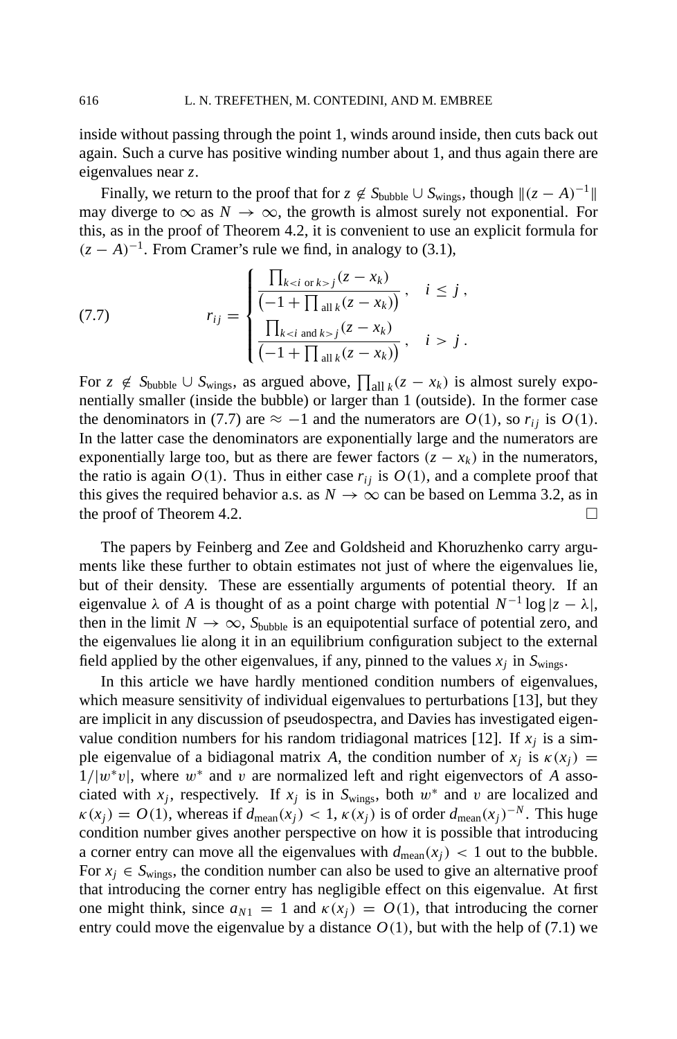inside without passing through the point 1, winds around inside, then cuts back out again. Such a curve has positive winding number about 1, and thus again there are eigenvalues near $z$.

Finally, we return to the proof that for $z \notin S_{\text{bubble}} \cup S_{\text{wings}}$, though $\|(z-A)^{-1}\|$ may diverge to $\infty$ as $N \to \infty$, the growth is almost surely not exponential. For this, as in the proof of Theorem 4.2, it is convenient to use an explicit formula for $(z-A)^{-1}$. From Cramer's rule we find, in analogy to (3.1),

$$
r_{ij} = \begin{cases} \dfrac{\prod_{k<i \text{ or } k>j}(z-x_k)}{\left(-1+\prod_{\text{all } k}(z-x_k)\right)}\,, & i \le j\,, \\[2ex] \dfrac{\prod_{k<i \text{ and } k>j}(z-x_k)}{\left(-1+\prod_{\text{all } k}(z-x_k)\right)}\,, & i > j\,. \end{cases} \tag{7.7}
$$

For $z \notin S_{\text{bubble}} \cup S_{\text{wings}}$, as argued above, $\prod_{\text{all } k}(z-x_k)$ is almost surely exponentially smaller (inside the bubble) or larger than 1 (outside). In the former case the denominators in (7.7) are $\approx -1$ and the numerators are $O(1)$, so $r_{ij}$ is $O(1)$. In the latter case the denominators are exponentially large and the numerators are exponentially large too, but as there are fewer factors $(z-x_k)$ in the numerators, the ratio is again $O(1)$. Thus in either case $r_{ij}$ is $O(1)$, and a complete proof that this gives the required behavior a.s. as $N \to \infty$ can be based on Lemma 3.2, as in the proof of Theorem 4.2. $\square$

The papers by Feinberg and Zee and Goldsheid and Khoruzhenko carry arguments like these further to obtain estimates not just of where the eigenvalues lie, but of their density. These are essentially arguments of potential theory. If an eigenvalue $\lambda$ of $A$ is thought of as a point charge with potential $N^{-1}\log|z-\lambda|$, then in the limit $N \to \infty$, $S_{\text{bubble}}$ is an equipotential surface of potential zero, and the eigenvalues lie along it in an equilibrium configuration subject to the external field applied by the other eigenvalues, if any, pinned to the values $x_j$ in $S_{\text{wings}}$.

In this article we have hardly mentioned condition numbers of eigenvalues, which measure sensitivity of individual eigenvalues to perturbations [13], but they are implicit in any discussion of pseudospectra, and Davies has investigated eigenvalue condition numbers for his random tridiagonal matrices [12]. If $x_j$ is a simple eigenvalue of a bidiagonal matrix $A$, the condition number of $x_j$ is $\kappa(x_j) = 1/|w^*v|$, where $w^*$ and $v$ are normalized left and right eigenvectors of $A$ associated with $x_j$, respectively. If $x_j$ is in $S_{\text{wings}}$, both $w^*$ and $v$ are localized and $\kappa(x_j) = O(1)$, whereas if $d_{\text{mean}}(x_j) < 1$, $\kappa(x_j)$ is of order $d_{\text{mean}}(x_j)^{-N}$. This huge condition number gives another perspective on how it is possible that introducing a corner entry can move all the eigenvalues with $d_{\text{mean}}(x_j) < 1$ out to the bubble. For $x_j \in S_{\text{wings}}$, the condition number can also be used to give an alternative proof that introducing the corner entry has negligible effect on this eigenvalue. At first one might think, since $a_{N1} = 1$ and $\kappa(x_j) = O(1)$, that introducing the corner entry could move the eigenvalue by a distance $O(1)$, but with the help of (7.1) we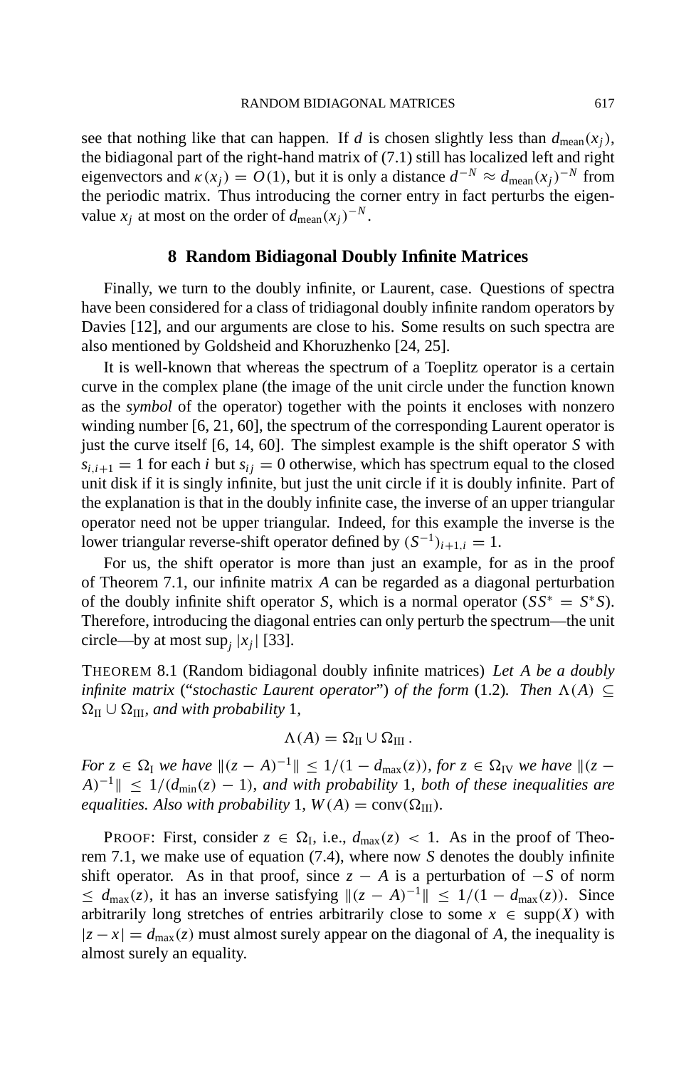see that nothing like that can happen. If $d$ is chosen slightly less than $d_{\text{mean}}(x_j)$, the bidiagonal part of the right-hand matrix of (7.1) still has localized left and right eigenvectors and $\kappa(x_j) = O(1)$, but it is only a distance $d^{-N} \approx d_{\text{mean}}(x_j)^{-N}$ from the periodic matrix. Thus introducing the corner entry in fact perturbs the eigenvalue $x_j$ at most on the order of $d_{\text{mean}}(x_j)^{-N}$.

## 8 Random Bidiagonal Doubly Infinite Matrices

Finally, we turn to the doubly infinite, or Laurent, case. Questions of spectra have been considered for a class of tridiagonal doubly infinite random operators by Davies [12], and our arguments are close to his. Some results on such spectra are also mentioned by Goldsheid and Khoruzhenko [24, 25].

It is well-known that whereas the spectrum of a Toeplitz operator is a certain curve in the complex plane (the image of the unit circle under the function known as the *symbol* of the operator) together with the points it encloses with nonzero winding number [6, 21, 60], the spectrum of the corresponding Laurent operator is just the curve itself [6, 14, 60]. The simplest example is the shift operator $S$ with $s_{i,i+1} = 1$ for each $i$ but $s_{ij} = 0$ otherwise, which has spectrum equal to the closed unit disk if it is singly infinite, but just the unit circle if it is doubly infinite. Part of the explanation is that in the doubly infinite case, the inverse of an upper triangular operator need not be upper triangular. Indeed, for this example the inverse is the lower triangular reverse-shift operator defined by $(S^{-1})_{i+1,i} = 1$.

For us, the shift operator is more than just an example, for as in the proof of Theorem 7.1, our infinite matrix $A$ can be regarded as a diagonal perturbation of the doubly infinite shift operator $S$, which is a normal operator ($SS^* = S^*S$). Therefore, introducing the diagonal entries can only perturb the spectrum—the unit circle—by at most $\sup_j |x_j|$ [33].

THEOREM 8.1 (Random bidiagonal doubly infinite matrices) *Let $A$ be a doubly infinite matrix* (“*stochastic Laurent operator*”) *of the form* (1.2)*. Then $\Lambda(A) \subseteq \Omega_{\text{II}} \cup \Omega_{\text{III}}$, and with probability* 1*,*

$$\Lambda(A) = \Omega_{\text{II}} \cup \Omega_{\text{III}}\,.$$

*For $z \in \Omega_{\text{I}}$ we have $\|(z - A)^{-1}\| \le 1/(1 - d_{\max}(z))$, for $z \in \Omega_{\text{IV}}$ we have $\|(z - A)^{-1}\| \le 1/(d_{\min}(z) - 1)$, and with probability* 1*, both of these inequalities are equalities. Also with probability* 1*, $W(A) = \text{conv}(\Omega_{\text{III}})$.*

PROOF: First, consider $z \in \Omega_{\text{I}}$, i.e., $d_{\max}(z) < 1$. As in the proof of Theorem 7.1, we make use of equation (7.4), where now $S$ denotes the doubly infinite shift operator. As in that proof, since $z - A$ is a perturbation of $-S$ of norm $\le d_{\max}(z)$, it has an inverse satisfying $\|(z - A)^{-1}\| \le 1/(1 - d_{\max}(z))$. Since arbitrarily long stretches of entries arbitrarily close to some $x \in \text{supp}(X)$ with $|z - x| = d_{\max}(z)$ must almost surely appear on the diagonal of $A$, the inequality is almost surely an equality.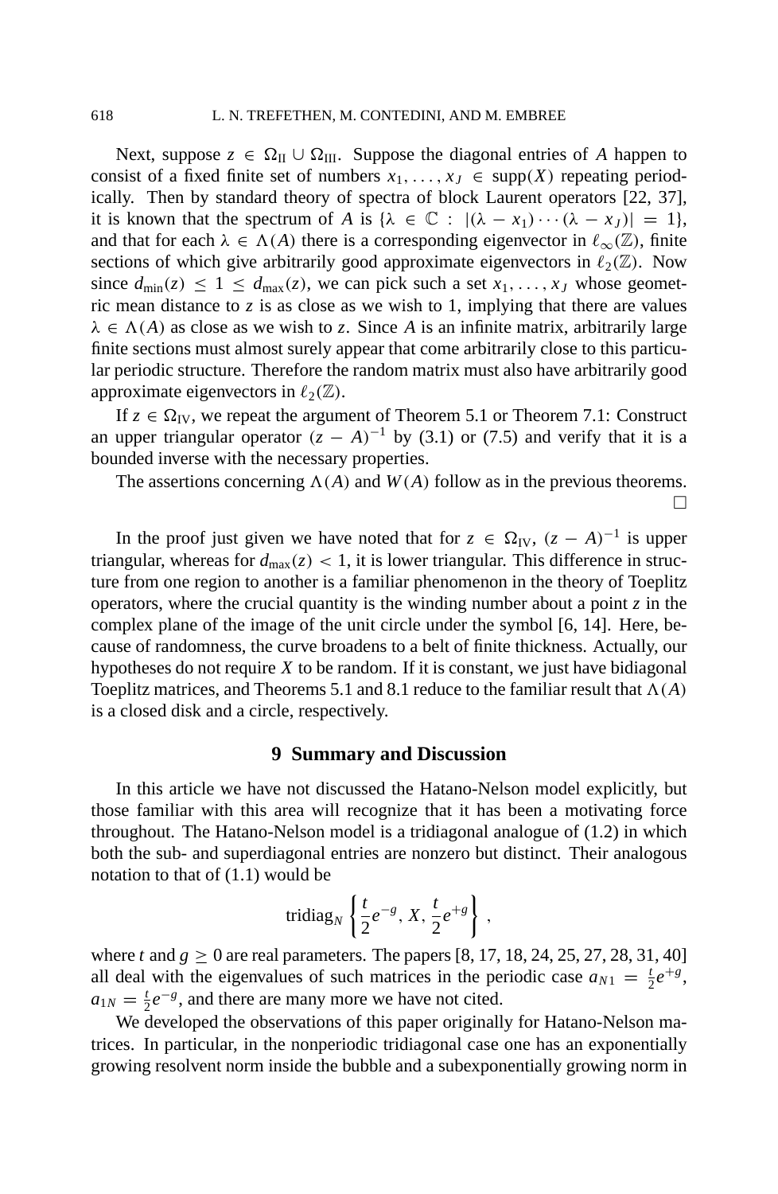Next, suppose $z \in \Omega_{\text{II}} \cup \Omega_{\text{III}}$. Suppose the diagonal entries of $A$ happen to consist of a fixed finite set of numbers $x_1, \ldots, x_J \in \text{supp}(X)$ repeating periodically. Then by standard theory of spectra of block Laurent operators [22, 37], it is known that the spectrum of $A$ is $\{\lambda \in \mathbb{C} : |(\lambda - x_1) \cdots (\lambda - x_J)| = 1\}$, and that for each $\lambda \in \Lambda(A)$ there is a corresponding eigenvector in $\ell_\infty(\mathbb{Z})$, finite sections of which give arbitrarily good approximate eigenvectors in $\ell_2(\mathbb{Z})$. Now since $d_{\min}(z) \leq 1 \leq d_{\max}(z)$, we can pick such a set $x_1, \ldots, x_J$ whose geometric mean distance to $z$ is as close as we wish to 1, implying that there are values $\lambda \in \Lambda(A)$ as close as we wish to $z$. Since $A$ is an infinite matrix, arbitrarily large finite sections must almost surely appear that come arbitrarily close to this particular periodic structure. Therefore the random matrix must also have arbitrarily good approximate eigenvectors in $\ell_2(\mathbb{Z})$.

If $z \in \Omega_{\text{IV}}$, we repeat the argument of Theorem 5.1 or Theorem 7.1: Construct an upper triangular operator $(z - A)^{-1}$ by (3.1) or (7.5) and verify that it is a bounded inverse with the necessary properties.

The assertions concerning $\Lambda(A)$ and $W(A)$ follow as in the previous theorems. □

In the proof just given we have noted that for $z \in \Omega_{\text{IV}}$, $(z - A)^{-1}$ is upper triangular, whereas for $d_{\max}(z) < 1$, it is lower triangular. This difference in structure from one region to another is a familiar phenomenon in the theory of Toeplitz operators, where the crucial quantity is the winding number about a point $z$ in the complex plane of the image of the unit circle under the symbol [6, 14]. Here, because of randomness, the curve broadens to a belt of finite thickness. Actually, our hypotheses do not require $X$ to be random. If it is constant, we just have bidiagonal Toeplitz matrices, and Theorems 5.1 and 8.1 reduce to the familiar result that $\Lambda(A)$ is a closed disk and a circle, respectively.

## 9 Summary and Discussion

In this article we have not discussed the Hatano-Nelson model explicitly, but those familiar with this area will recognize that it has been a motivating force throughout. The Hatano-Nelson model is a tridiagonal analogue of (1.2) in which both the sub- and superdiagonal entries are nonzero but distinct. Their analogous notation to that of (1.1) would be

$$\text{tridiag}_N \left\{ \frac{t}{2} e^{-g}, X, \frac{t}{2} e^{+g} \right\},$$

where $t$ and $g \geq 0$ are real parameters. The papers [8, 17, 18, 24, 25, 27, 28, 31, 40] all deal with the eigenvalues of such matrices in the periodic case $a_{N1} = \frac{t}{2} e^{+g}$, $a_{1N} = \frac{t}{2} e^{-g}$, and there are many more we have not cited.

We developed the observations of this paper originally for Hatano-Nelson matrices. In particular, in the nonperiodic tridiagonal case one has an exponentially growing resolvent norm inside the bubble and a subexponentially growing norm in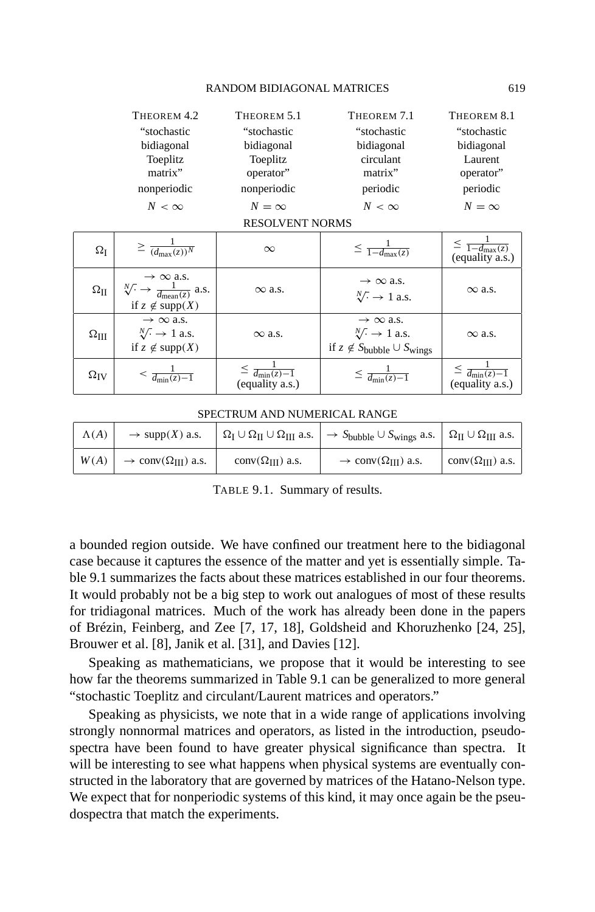| | THEOREM 4.2 "stochastic bidiagonal Toeplitz matrix" nonperiodic $N < \infty$ | THEOREM 5.1 "stochastic bidiagonal Toeplitz operator" nonperiodic $N = \infty$ | THEOREM 7.1 "stochastic bidiagonal circulant matrix" periodic $N < \infty$ | THEOREM 8.1 "stochastic bidiagonal Laurent operator" periodic $N = \infty$ |
|---|---|---|---|---|
| **RESOLVENT NORMS** | | | | |
| $\Omega_{\mathrm{I}}$ | $\geq \frac{1}{(d_{\max}(z))^N}$ | $\infty$ | $\leq \frac{1}{1-d_{\max}(z)}$ | $\leq \frac{1}{1-d_{\max}(z)}$ (equality a.s.) |
| $\Omega_{\mathrm{II}}$ | $\to \infty$ a.s. $\sqrt[N]{\cdot} \to \frac{1}{d_{\mathrm{mean}}(z)}$ a.s. if $z \notin \mathrm{supp}(X)$ | $\infty$ a.s. | $\to \infty$ a.s. $\sqrt[N]{\cdot} \to 1$ a.s. | $\infty$ a.s. |
| $\Omega_{\mathrm{III}}$ | $\to \infty$ a.s. $\sqrt[N]{\cdot} \to 1$ a.s. if $z \notin \mathrm{supp}(X)$ | $\infty$ a.s. | $\to \infty$ a.s. $\sqrt[N]{\cdot} \to 1$ a.s. if $z \notin S_{\mathrm{bubble}} \cup S_{\mathrm{wings}}$ | $\infty$ a.s. |
| $\Omega_{\mathrm{IV}}$ | $< \frac{1}{d_{\min}(z)-1}$ | $\leq \frac{1}{d_{\min}(z)-1}$ (equality a.s.) | $\leq \frac{1}{d_{\min}(z)-1}$ | $\leq \frac{1}{d_{\min}(z)-1}$ (equality a.s.) |
| **SPECTRUM AND NUMERICAL RANGE** | | | | |
| $\Lambda(A)$ | $\to \mathrm{supp}(X)$ a.s. | $\Omega_{\mathrm{I}} \cup \Omega_{\mathrm{II}} \cup \Omega_{\mathrm{III}}$ a.s. | $\to S_{\mathrm{bubble}} \cup S_{\mathrm{wings}}$ a.s. | $\Omega_{\mathrm{II}} \cup \Omega_{\mathrm{III}}$ a.s. |
| $W(A)$ | $\to \mathrm{conv}(\Omega_{\mathrm{III}})$ a.s. | $\mathrm{conv}(\Omega_{\mathrm{III}})$ a.s. | $\to \mathrm{conv}(\Omega_{\mathrm{III}})$ a.s. | $\mathrm{conv}(\Omega_{\mathrm{III}})$ a.s. |

TABLE 9.1. Summary of results.

a bounded region outside. We have confined our treatment here to the bidiagonal case because it captures the essence of the matter and yet is essentially simple. Table 9.1 summarizes the facts about these matrices established in our four theorems. It would probably not be a big step to work out analogues of most of these results for tridiagonal matrices. Much of the work has already been done in the papers of Brézin, Feinberg, and Zee [7, 17, 18], Goldsheid and Khoruzhenko [24, 25], Brouwer et al. [8], Janik et al. [31], and Davies [12].

Speaking as mathematicians, we propose that it would be interesting to see how far the theorems summarized in Table 9.1 can be generalized to more general "stochastic Toeplitz and circulant/Laurent matrices and operators."

Speaking as physicists, we note that in a wide range of applications involving strongly nonnormal matrices and operators, as listed in the introduction, pseudospectra have been found to have greater physical significance than spectra. It will be interesting to see what happens when physical systems are eventually constructed in the laboratory that are governed by matrices of the Hatano-Nelson type. We expect that for nonperiodic systems of this kind, it may once again be the pseudospectra that match the experiments.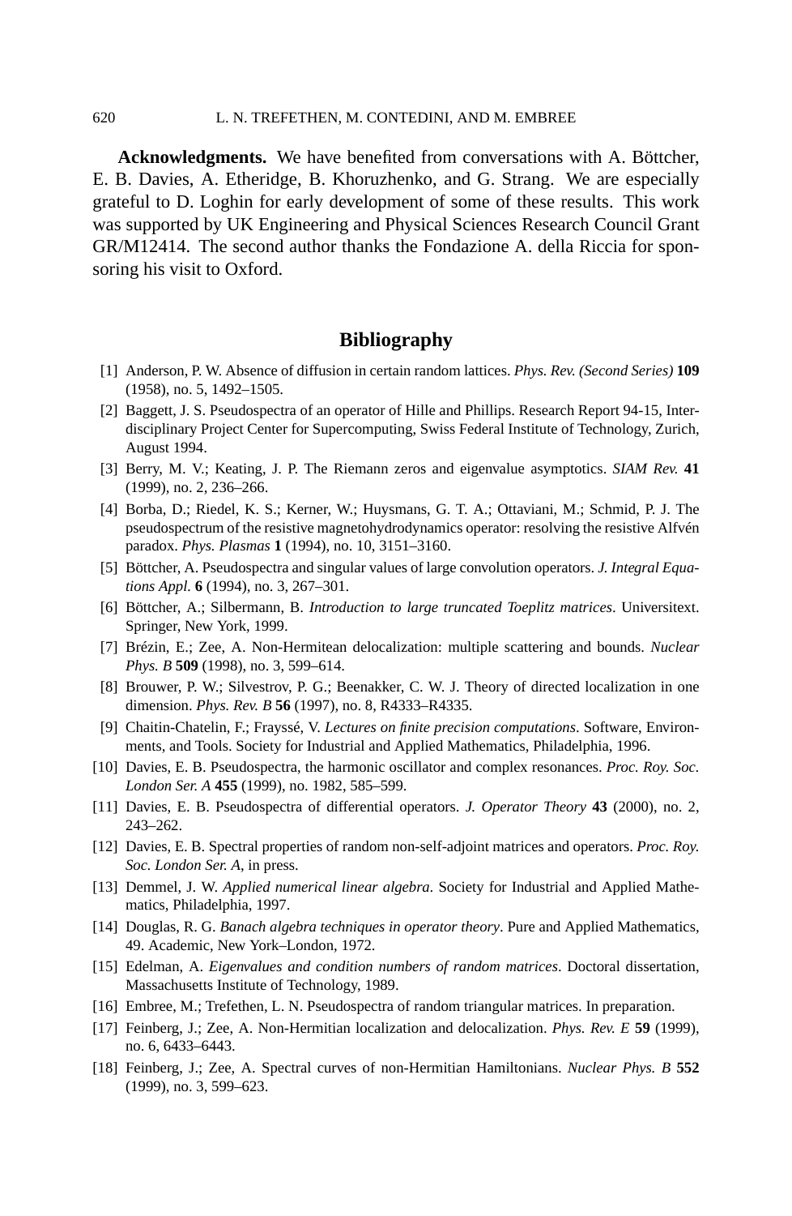**Acknowledgments.** We have benefited from conversations with A. Böttcher, E. B. Davies, A. Etheridge, B. Khoruzhenko, and G. Strang. We are especially grateful to D. Loghin for early development of some of these results. This work was supported by UK Engineering and Physical Sciences Research Council Grant GR/M12414. The second author thanks the Fondazione A. della Riccia for sponsoring his visit to Oxford.

## Bibliography

[1] Anderson, P. W. Absence of diffusion in certain random lattices. *Phys. Rev. (Second Series)* **109** (1958), no. 5, 1492–1505.

[2] Baggett, J. S. Pseudospectra of an operator of Hille and Phillips. Research Report 94-15, Interdisciplinary Project Center for Supercomputing, Swiss Federal Institute of Technology, Zurich, August 1994.

[3] Berry, M. V.; Keating, J. P. The Riemann zeros and eigenvalue asymptotics. *SIAM Rev.* **41** (1999), no. 2, 236–266.

[4] Borba, D.; Riedel, K. S.; Kerner, W.; Huysmans, G. T. A.; Ottaviani, M.; Schmid, P. J. The pseudospectrum of the resistive magnetohydrodynamics operator: resolving the resistive Alfvén paradox. *Phys. Plasmas* **1** (1994), no. 10, 3151–3160.

[5] Böttcher, A. Pseudospectra and singular values of large convolution operators. *J. Integral Equations Appl.* **6** (1994), no. 3, 267–301.

[6] Böttcher, A.; Silbermann, B. *Introduction to large truncated Toeplitz matrices*. Universitext. Springer, New York, 1999.

[7] Brézin, E.; Zee, A. Non-Hermitean delocalization: multiple scattering and bounds. *Nuclear Phys. B* **509** (1998), no. 3, 599–614.

[8] Brouwer, P. W.; Silvestrov, P. G.; Beenakker, C. W. J. Theory of directed localization in one dimension. *Phys. Rev. B* **56** (1997), no. 8, R4333–R4335.

[9] Chaitin-Chatelin, F.; Frayssé, V. *Lectures on finite precision computations*. Software, Environments, and Tools. Society for Industrial and Applied Mathematics, Philadelphia, 1996.

[10] Davies, E. B. Pseudospectra, the harmonic oscillator and complex resonances. *Proc. Roy. Soc. London Ser. A* **455** (1999), no. 1982, 585–599.

[11] Davies, E. B. Pseudospectra of differential operators. *J. Operator Theory* **43** (2000), no. 2, 243–262.

[12] Davies, E. B. Spectral properties of random non-self-adjoint matrices and operators. *Proc. Roy. Soc. London Ser. A*, in press.

[13] Demmel, J. W. *Applied numerical linear algebra*. Society for Industrial and Applied Mathematics, Philadelphia, 1997.

[14] Douglas, R. G. *Banach algebra techniques in operator theory*. Pure and Applied Mathematics, 49. Academic, New York–London, 1972.

[15] Edelman, A. *Eigenvalues and condition numbers of random matrices*. Doctoral dissertation, Massachusetts Institute of Technology, 1989.

[16] Embree, M.; Trefethen, L. N. Pseudospectra of random triangular matrices. In preparation.

[17] Feinberg, J.; Zee, A. Non-Hermitian localization and delocalization. *Phys. Rev. E* **59** (1999), no. 6, 6433–6443.

[18] Feinberg, J.; Zee, A. Spectral curves of non-Hermitian Hamiltonians. *Nuclear Phys. B* **552** (1999), no. 3, 599–623.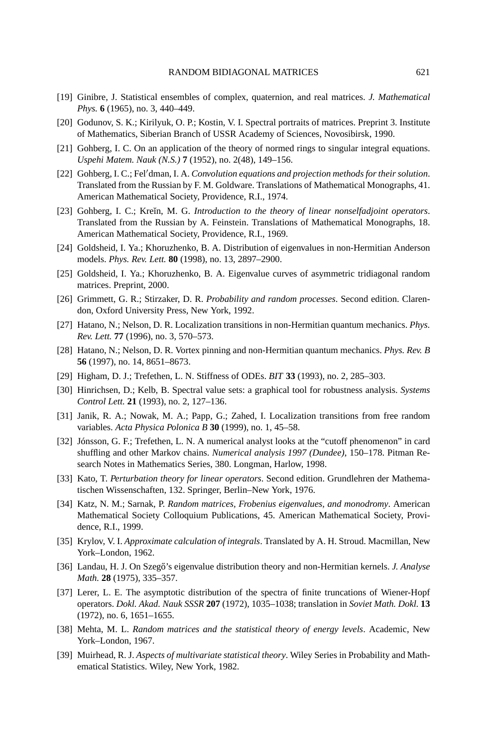[19] Ginibre, J. Statistical ensembles of complex, quaternion, and real matrices. *J. Mathematical Phys.* **6** (1965), no. 3, 440–449.

[20] Godunov, S. K.; Kirilyuk, O. P.; Kostin, V. I. Spectral portraits of matrices. Preprint 3. Institute of Mathematics, Siberian Branch of USSR Academy of Sciences, Novosibirsk, 1990.

[21] Gohberg, I. C. On an application of the theory of normed rings to singular integral equations. *Uspehi Matem. Nauk (N.S.)* **7** (1952), no. 2(48), 149–156.

[22] Gohberg, I. C.; Fel′dman, I. A. *Convolution equations and projection methods for their solution*. Translated from the Russian by F. M. Goldware. Translations of Mathematical Monographs, 41. American Mathematical Society, Providence, R.I., 1974.

[23] Gohberg, I. C.; Kreĭn, M. G. *Introduction to the theory of linear nonselfadjoint operators*. Translated from the Russian by A. Feinstein. Translations of Mathematical Monographs, 18. American Mathematical Society, Providence, R.I., 1969.

[24] Goldsheid, I. Ya.; Khoruzhenko, B. A. Distribution of eigenvalues in non-Hermitian Anderson models. *Phys. Rev. Lett.* **80** (1998), no. 13, 2897–2900.

[25] Goldsheid, I. Ya.; Khoruzhenko, B. A. Eigenvalue curves of asymmetric tridiagonal random matrices. Preprint, 2000.

[26] Grimmett, G. R.; Stirzaker, D. R. *Probability and random processes*. Second edition. Clarendon, Oxford University Press, New York, 1992.

[27] Hatano, N.; Nelson, D. R. Localization transitions in non-Hermitian quantum mechanics. *Phys. Rev. Lett.* **77** (1996), no. 3, 570–573.

[28] Hatano, N.; Nelson, D. R. Vortex pinning and non-Hermitian quantum mechanics. *Phys. Rev. B* **56** (1997), no. 14, 8651–8673.

[29] Higham, D. J.; Trefethen, L. N. Stiffness of ODEs. *BIT* **33** (1993), no. 2, 285–303.

[30] Hinrichsen, D.; Kelb, B. Spectral value sets: a graphical tool for robustness analysis. *Systems Control Lett.* **21** (1993), no. 2, 127–136.

[31] Janik, R. A.; Nowak, M. A.; Papp, G.; Zahed, I. Localization transitions from free random variables. *Acta Physica Polonica B* **30** (1999), no. 1, 45–58.

[32] Jónsson, G. F.; Trefethen, L. N. A numerical analyst looks at the "cutoff phenomenon" in card shuffling and other Markov chains. *Numerical analysis 1997 (Dundee),* 150–178. Pitman Research Notes in Mathematics Series, 380. Longman, Harlow, 1998.

[33] Kato, T. *Perturbation theory for linear operators*. Second edition. Grundlehren der Mathematischen Wissenschaften, 132. Springer, Berlin–New York, 1976.

[34] Katz, N. M.; Sarnak, P. *Random matrices, Frobenius eigenvalues, and monodromy*. American Mathematical Society Colloquium Publications, 45. American Mathematical Society, Providence, R.I., 1999.

[35] Krylov, V. I. *Approximate calculation of integrals*. Translated by A. H. Stroud. Macmillan, New York–London, 1962.

[36] Landau, H. J. On Szegő's eigenvalue distribution theory and non-Hermitian kernels. *J. Analyse Math.* **28** (1975), 335–357.

[37] Lerer, L. E. The asymptotic distribution of the spectra of finite truncations of Wiener-Hopf operators. *Dokl. Akad. Nauk SSSR* **207** (1972), 1035–1038; translation in *Soviet Math. Dokl.* **13** (1972), no. 6, 1651–1655.

[38] Mehta, M. L. *Random matrices and the statistical theory of energy levels*. Academic, New York–London, 1967.

[39] Muirhead, R. J. *Aspects of multivariate statistical theory*. Wiley Series in Probability and Mathematical Statistics. Wiley, New York, 1982.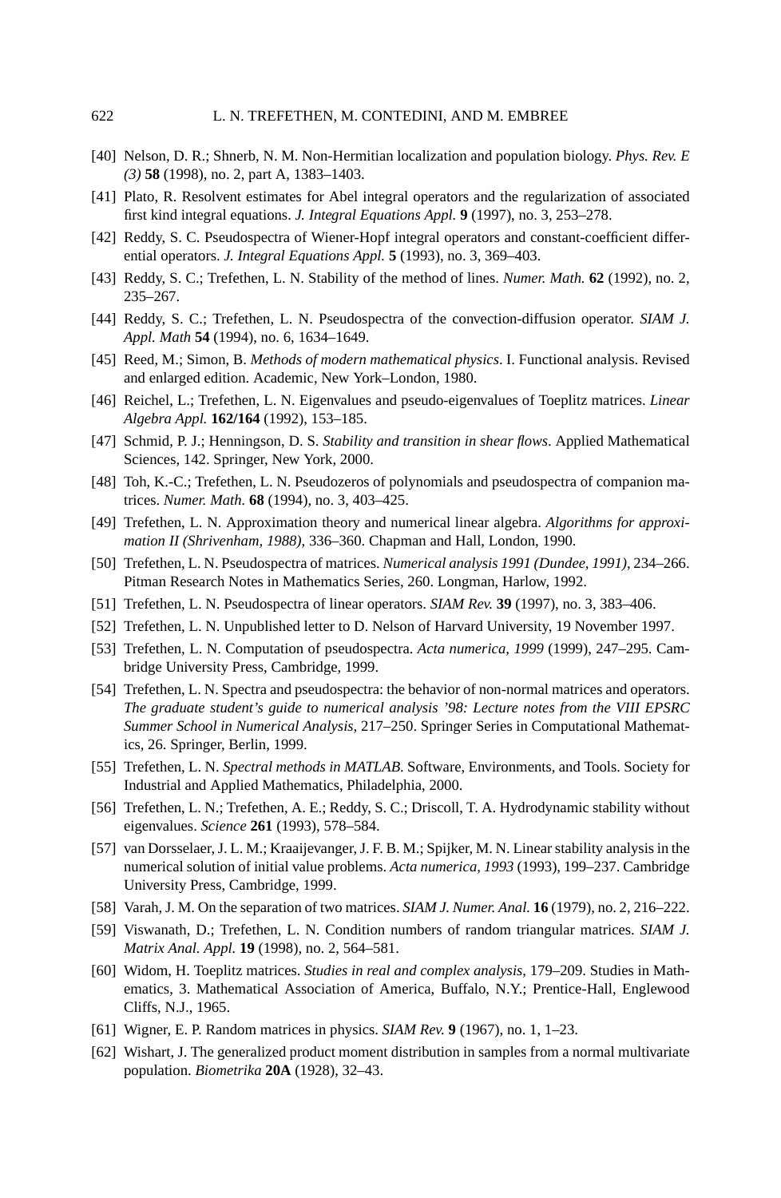[40] Nelson, D. R.; Shnerb, N. M. Non-Hermitian localization and population biology. *Phys. Rev. E (3)* **58** (1998), no. 2, part A, 1383–1403.

[41] Plato, R. Resolvent estimates for Abel integral operators and the regularization of associated first kind integral equations. *J. Integral Equations Appl.* **9** (1997), no. 3, 253–278.

[42] Reddy, S. C. Pseudospectra of Wiener-Hopf integral operators and constant-coefficient differential operators. *J. Integral Equations Appl.* **5** (1993), no. 3, 369–403.

[43] Reddy, S. C.; Trefethen, L. N. Stability of the method of lines. *Numer. Math.* **62** (1992), no. 2, 235–267.

[44] Reddy, S. C.; Trefethen, L. N. Pseudospectra of the convection-diffusion operator. *SIAM J. Appl. Math* **54** (1994), no. 6, 1634–1649.

[45] Reed, M.; Simon, B. *Methods of modern mathematical physics*. I. Functional analysis. Revised and enlarged edition. Academic, New York–London, 1980.

[46] Reichel, L.; Trefethen, L. N. Eigenvalues and pseudo-eigenvalues of Toeplitz matrices. *Linear Algebra Appl.* **162/164** (1992), 153–185.

[47] Schmid, P. J.; Henningson, D. S. *Stability and transition in shear flows*. Applied Mathematical Sciences, 142. Springer, New York, 2000.

[48] Toh, K.-C.; Trefethen, L. N. Pseudozeros of polynomials and pseudospectra of companion matrices. *Numer. Math.* **68** (1994), no. 3, 403–425.

[49] Trefethen, L. N. Approximation theory and numerical linear algebra. *Algorithms for approximation II (Shrivenham, 1988)*, 336–360. Chapman and Hall, London, 1990.

[50] Trefethen, L. N. Pseudospectra of matrices. *Numerical analysis 1991 (Dundee, 1991)*, 234–266. Pitman Research Notes in Mathematics Series, 260. Longman, Harlow, 1992.

[51] Trefethen, L. N. Pseudospectra of linear operators. *SIAM Rev.* **39** (1997), no. 3, 383–406.

[52] Trefethen, L. N. Unpublished letter to D. Nelson of Harvard University, 19 November 1997.

[53] Trefethen, L. N. Computation of pseudospectra. *Acta numerica, 1999* (1999), 247–295. Cambridge University Press, Cambridge, 1999.

[54] Trefethen, L. N. Spectra and pseudospectra: the behavior of non-normal matrices and operators. *The graduate student's guide to numerical analysis '98: Lecture notes from the VIII EPSRC Summer School in Numerical Analysis*, 217–250. Springer Series in Computational Mathematics, 26. Springer, Berlin, 1999.

[55] Trefethen, L. N. *Spectral methods in MATLAB*. Software, Environments, and Tools. Society for Industrial and Applied Mathematics, Philadelphia, 2000.

[56] Trefethen, L. N.; Trefethen, A. E.; Reddy, S. C.; Driscoll, T. A. Hydrodynamic stability without eigenvalues. *Science* **261** (1993), 578–584.

[57] van Dorsselaer, J. L. M.; Kraaijevanger, J. F. B. M.; Spijker, M. N. Linear stability analysis in the numerical solution of initial value problems. *Acta numerica, 1993* (1993), 199–237. Cambridge University Press, Cambridge, 1999.

[58] Varah, J. M. On the separation of two matrices. *SIAM J. Numer. Anal.* **16** (1979), no. 2, 216–222.

[59] Viswanath, D.; Trefethen, L. N. Condition numbers of random triangular matrices. *SIAM J. Matrix Anal. Appl.* **19** (1998), no. 2, 564–581.

[60] Widom, H. Toeplitz matrices. *Studies in real and complex analysis*, 179–209. Studies in Mathematics, 3. Mathematical Association of America, Buffalo, N.Y.; Prentice-Hall, Englewood Cliffs, N.J., 1965.

[61] Wigner, E. P. Random matrices in physics. *SIAM Rev.* **9** (1967), no. 1, 1–23.

[62] Wishart, J. The generalized product moment distribution in samples from a normal multivariate population. *Biometrika* **20A** (1928), 32–43.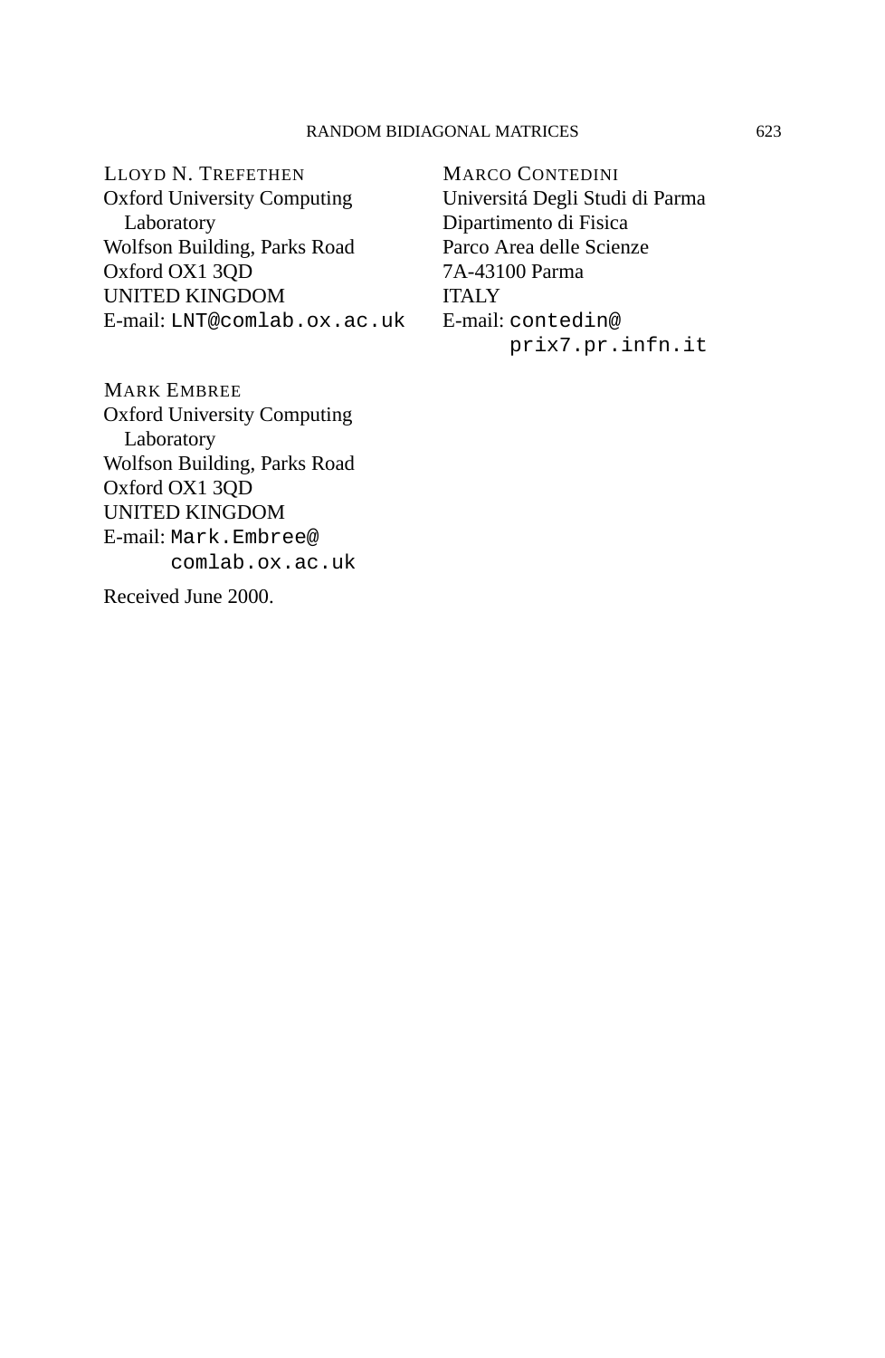Lloyd N. Trefethen
Oxford University Computing Laboratory
Wolfson Building, Parks Road
Oxford OX1 3QD
UNITED KINGDOM
E-mail: LNT@comlab.ox.ac.uk

Marco Contedini
Universitá Degli Studi di Parma
Dipartimento di Fisica
Parco Area delle Scienze
7A-43100 Parma
ITALY
E-mail: contedin@prix7.pr.infn.it

Mark Embree
Oxford University Computing Laboratory
Wolfson Building, Parks Road
Oxford OX1 3QD
UNITED KINGDOM
E-mail: Mark.Embree@comlab.ox.ac.uk

Received June 2000.